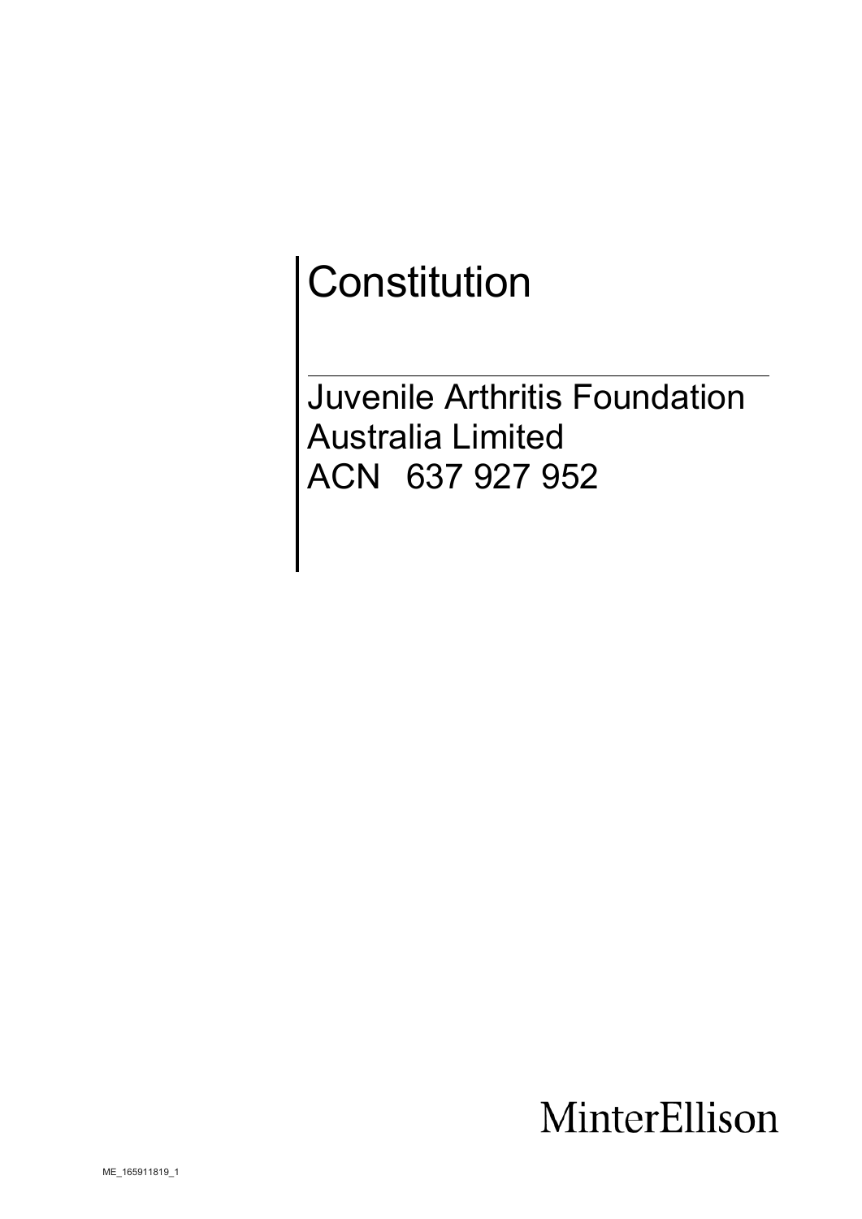# Constitution

---

Juvenile Arthritis Foundation Australia Limited
ACN 637 927 952

MinterEllison

ME_165911819_1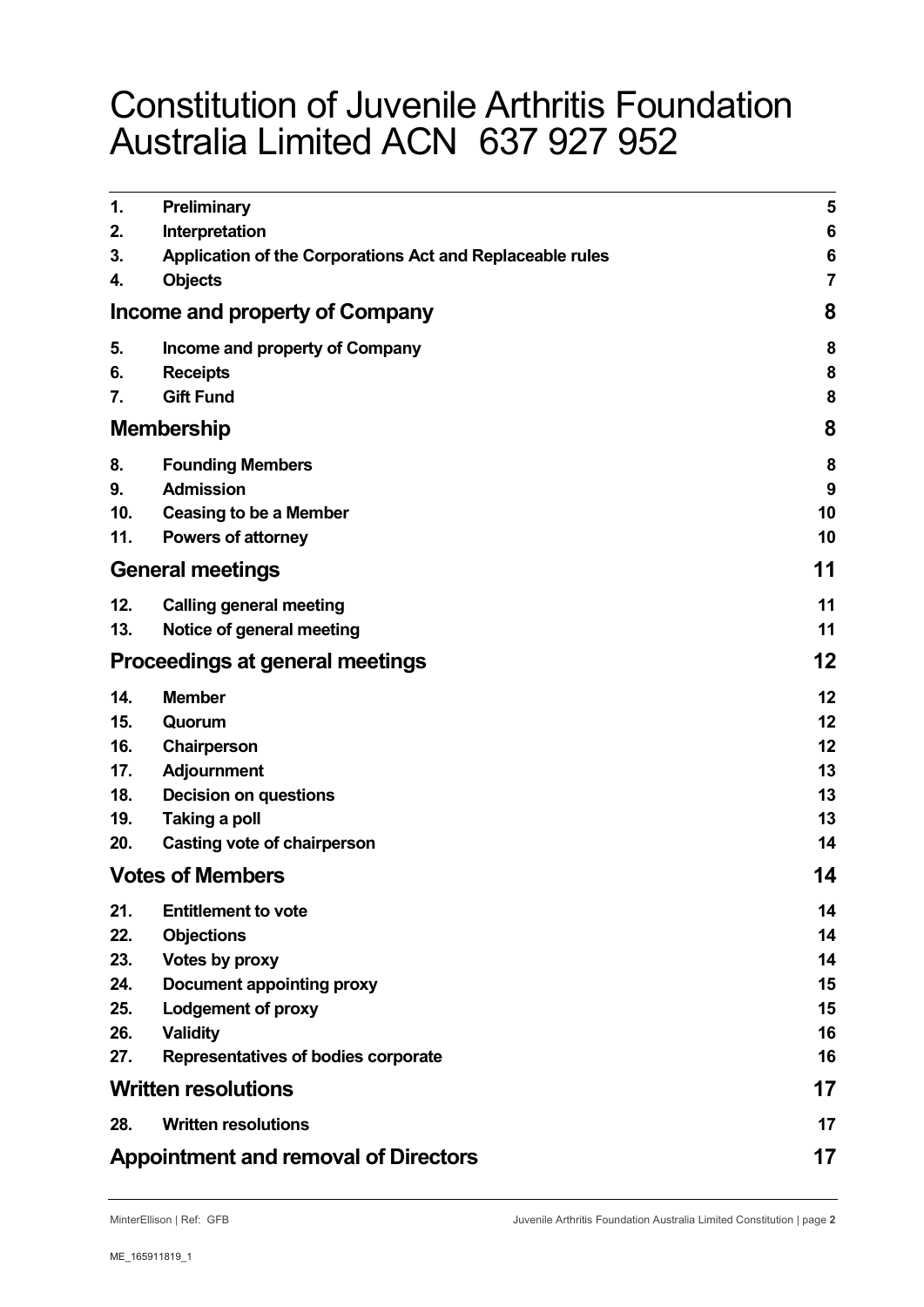# Constitution of Juvenile Arthritis Foundation Australia Limited ACN 637 927 952

| | | |
|---|---|---|
| 1. | **Preliminary** | 5 |
| 2. | **Interpretation** | 6 |
| 3. | **Application of the Corporations Act and Replaceable rules** | 6 |
| 4. | **Objects** | 7 |
| **Income and property of Company** | | 8 |
| 5. | **Income and property of Company** | 8 |
| 6. | **Receipts** | 8 |
| 7. | **Gift Fund** | 8 |
| **Membership** | | 8 |
| 8. | **Founding Members** | 8 |
| 9. | **Admission** | 9 |
| 10. | **Ceasing to be a Member** | 10 |
| 11. | **Powers of attorney** | 10 |
| **General meetings** | | 11 |
| 12. | **Calling general meeting** | 11 |
| 13. | **Notice of general meeting** | 11 |
| **Proceedings at general meetings** | | 12 |
| 14. | **Member** | 12 |
| 15. | **Quorum** | 12 |
| 16. | **Chairperson** | 12 |
| 17. | **Adjournment** | 13 |
| 18. | **Decision on questions** | 13 |
| 19. | **Taking a poll** | 13 |
| 20. | **Casting vote of chairperson** | 14 |
| **Votes of Members** | | 14 |
| 21. | **Entitlement to vote** | 14 |
| 22. | **Objections** | 14 |
| 23. | **Votes by proxy** | 14 |
| 24. | **Document appointing proxy** | 15 |
| 25. | **Lodgement of proxy** | 15 |
| 26. | **Validity** | 16 |
| 27. | **Representatives of bodies corporate** | 16 |
| **Written resolutions** | | 17 |
| 28. | **Written resolutions** | 17 |
| **Appointment and removal of Directors** | | 17 |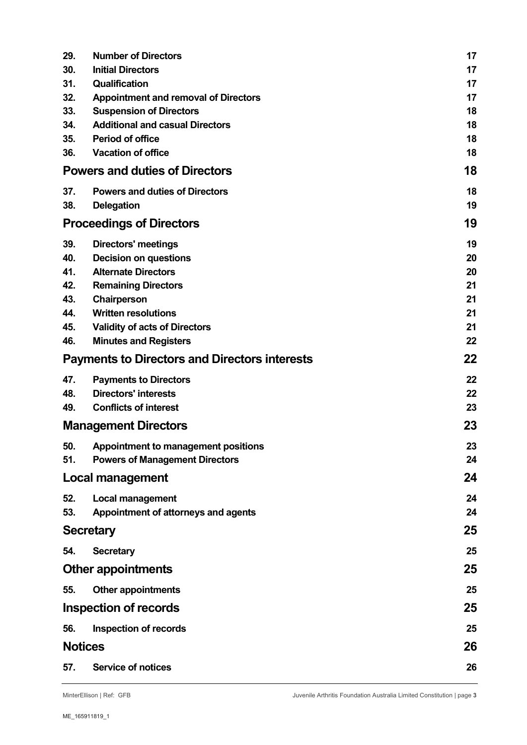| | | |
|---|---|---|
| **29.** | **Number of Directors** | **17** |
| **30.** | **Initial Directors** | **17** |
| **31.** | **Qualification** | **17** |
| **32.** | **Appointment and removal of Directors** | **17** |
| **33.** | **Suspension of Directors** | **18** |
| **34.** | **Additional and casual Directors** | **18** |
| **35.** | **Period of office** | **18** |
| **36.** | **Vacation of office** | **18** |
| | **Powers and duties of Directors** | **18** |
| **37.** | **Powers and duties of Directors** | **18** |
| **38.** | **Delegation** | **19** |
| | **Proceedings of Directors** | **19** |
| **39.** | **Directors' meetings** | **19** |
| **40.** | **Decision on questions** | **20** |
| **41.** | **Alternate Directors** | **20** |
| **42.** | **Remaining Directors** | **21** |
| **43.** | **Chairperson** | **21** |
| **44.** | **Written resolutions** | **21** |
| **45.** | **Validity of acts of Directors** | **21** |
| **46.** | **Minutes and Registers** | **22** |
| | **Payments to Directors and Directors interests** | **22** |
| **47.** | **Payments to Directors** | **22** |
| **48.** | **Directors' interests** | **22** |
| **49.** | **Conflicts of interest** | **23** |
| | **Management Directors** | **23** |
| **50.** | **Appointment to management positions** | **23** |
| **51.** | **Powers of Management Directors** | **24** |
| | **Local management** | **24** |
| **52.** | **Local management** | **24** |
| **53.** | **Appointment of attorneys and agents** | **24** |
| | **Secretary** | **25** |
| **54.** | **Secretary** | **25** |
| | **Other appointments** | **25** |
| **55.** | **Other appointments** | **25** |
| | **Inspection of records** | **25** |
| **56.** | **Inspection of records** | **25** |
| | **Notices** | **26** |
| **57.** | **Service of notices** | **26** |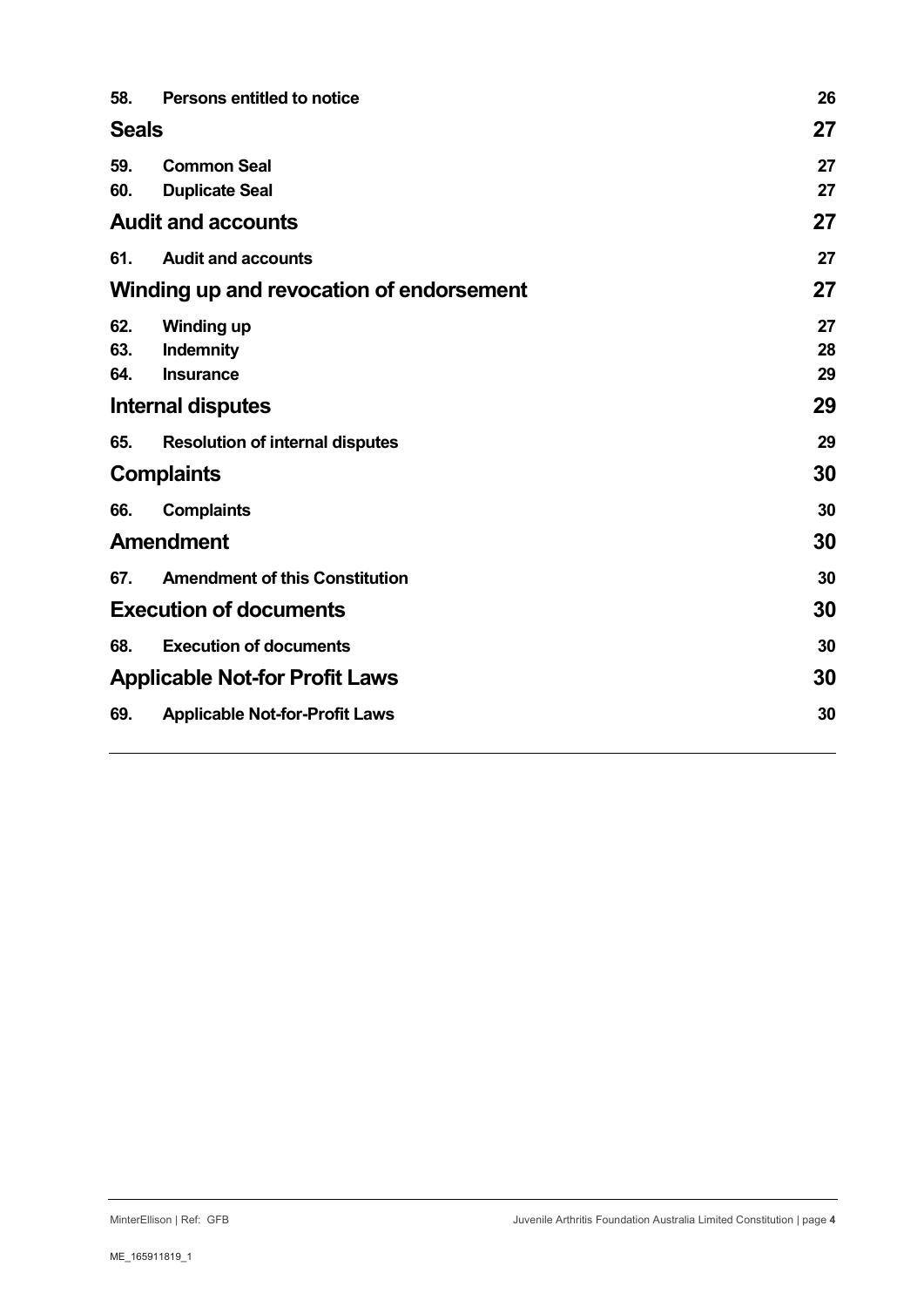| | | |
|---|---|---|
| **58.** | **Persons entitled to notice** | **26** |
| **Seals** | | **27** |
| **59.** | **Common Seal** | **27** |
| **60.** | **Duplicate Seal** | **27** |
| **Audit and accounts** | | **27** |
| **61.** | **Audit and accounts** | **27** |
| **Winding up and revocation of endorsement** | | **27** |
| **62.** | **Winding up** | **27** |
| **63.** | **Indemnity** | **28** |
| **64.** | **Insurance** | **29** |
| **Internal disputes** | | **29** |
| **65.** | **Resolution of internal disputes** | **29** |
| **Complaints** | | **30** |
| **66.** | **Complaints** | **30** |
| **Amendment** | | **30** |
| **67.** | **Amendment of this Constitution** | **30** |
| **Execution of documents** | | **30** |
| **68.** | **Execution of documents** | **30** |
| **Applicable Not-for Profit Laws** | | **30** |
| **69.** | **Applicable Not-for-Profit Laws** | **30** |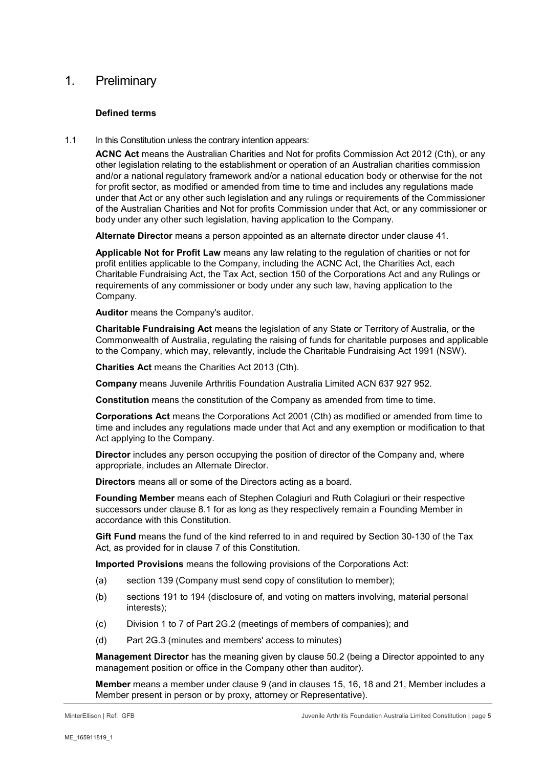# 1. Preliminary

### Defined terms

1.1 In this Constitution unless the contrary intention appears:

**ACNC Act** means the Australian Charities and Not for profits Commission Act 2012 (Cth), or any other legislation relating to the establishment or operation of an Australian charities commission and/or a national regulatory framework and/or a national education body or otherwise for the not for profit sector, as modified or amended from time to time and includes any regulations made under that Act or any other such legislation and any rulings or requirements of the Commissioner of the Australian Charities and Not for profits Commission under that Act, or any commissioner or body under any other such legislation, having application to the Company.

**Alternate Director** means a person appointed as an alternate director under clause 41.

**Applicable Not for Profit Law** means any law relating to the regulation of charities or not for profit entities applicable to the Company, including the ACNC Act, the Charities Act, each Charitable Fundraising Act, the Tax Act, section 150 of the Corporations Act and any Rulings or requirements of any commissioner or body under any such law, having application to the Company.

**Auditor** means the Company's auditor.

**Charitable Fundraising Act** means the legislation of any State or Territory of Australia, or the Commonwealth of Australia, regulating the raising of funds for charitable purposes and applicable to the Company, which may, relevantly, include the Charitable Fundraising Act 1991 (NSW).

**Charities Act** means the Charities Act 2013 (Cth).

**Company** means Juvenile Arthritis Foundation Australia Limited ACN 637 927 952.

**Constitution** means the constitution of the Company as amended from time to time.

**Corporations Act** means the Corporations Act 2001 (Cth) as modified or amended from time to time and includes any regulations made under that Act and any exemption or modification to that Act applying to the Company.

**Director** includes any person occupying the position of director of the Company and, where appropriate, includes an Alternate Director.

**Directors** means all or some of the Directors acting as a board.

**Founding Member** means each of Stephen Colagiuri and Ruth Colagiuri or their respective successors under clause 8.1 for as long as they respectively remain a Founding Member in accordance with this Constitution.

**Gift Fund** means the fund of the kind referred to in and required by Section 30-130 of the Tax Act, as provided for in clause 7 of this Constitution.

**Imported Provisions** means the following provisions of the Corporations Act:

(a) section 139 (Company must send copy of constitution to member);

(b) sections 191 to 194 (disclosure of, and voting on matters involving, material personal interests);

(c) Division 1 to 7 of Part 2G.2 (meetings of members of companies); and

(d) Part 2G.3 (minutes and members' access to minutes)

**Management Director** has the meaning given by clause 50.2 (being a Director appointed to any management position or office in the Company other than auditor).

**Member** means a member under clause 9 (and in clauses 15, 16, 18 and 21, Member includes a Member present in person or by proxy, attorney or Representative).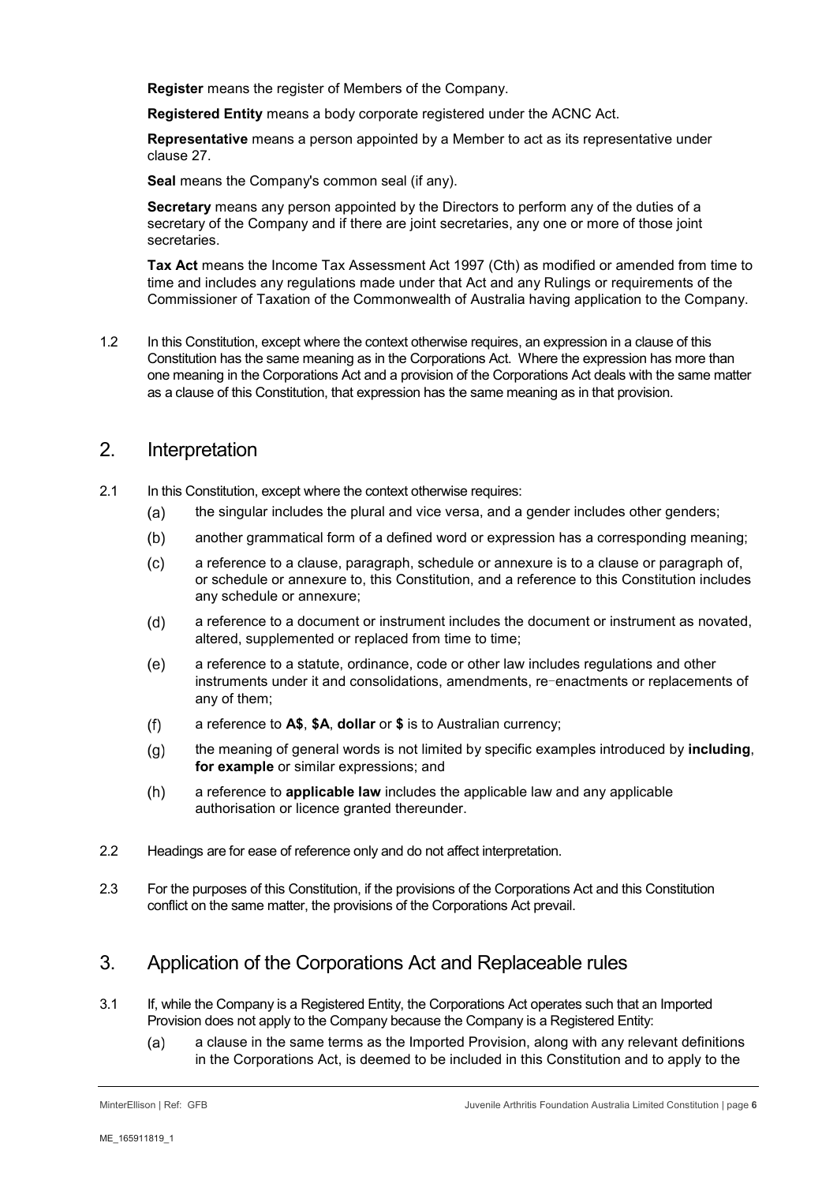**Register** means the register of Members of the Company.

**Registered Entity** means a body corporate registered under the ACNC Act.

**Representative** means a person appointed by a Member to act as its representative under clause 27.

**Seal** means the Company's common seal (if any).

**Secretary** means any person appointed by the Directors to perform any of the duties of a secretary of the Company and if there are joint secretaries, any one or more of those joint secretaries.

**Tax Act** means the Income Tax Assessment Act 1997 (Cth) as modified or amended from time to time and includes any regulations made under that Act and any Rulings or requirements of the Commissioner of Taxation of the Commonwealth of Australia having application to the Company.

1.2 In this Constitution, except where the context otherwise requires, an expression in a clause of this Constitution has the same meaning as in the Corporations Act. Where the expression has more than one meaning in the Corporations Act and a provision of the Corporations Act deals with the same matter as a clause of this Constitution, that expression has the same meaning as in that provision.

## 2. Interpretation

2.1 In this Constitution, except where the context otherwise requires:

(a) the singular includes the plural and vice versa, and a gender includes other genders;

(b) another grammatical form of a defined word or expression has a corresponding meaning;

(c) a reference to a clause, paragraph, schedule or annexure is to a clause or paragraph of, or schedule or annexure to, this Constitution, and a reference to this Constitution includes any schedule or annexure;

(d) a reference to a document or instrument includes the document or instrument as novated, altered, supplemented or replaced from time to time;

(e) a reference to a statute, ordinance, code or other law includes regulations and other instruments under it and consolidations, amendments, re-enactments or replacements of any of them;

(f) a reference to **A$**, **$A**, **dollar** or **$** is to Australian currency;

(g) the meaning of general words is not limited by specific examples introduced by **including**, **for example** or similar expressions; and

(h) a reference to **applicable law** includes the applicable law and any applicable authorisation or licence granted thereunder.

2.2 Headings are for ease of reference only and do not affect interpretation.

2.3 For the purposes of this Constitution, if the provisions of the Corporations Act and this Constitution conflict on the same matter, the provisions of the Corporations Act prevail.

## 3. Application of the Corporations Act and Replaceable rules

3.1 If, while the Company is a Registered Entity, the Corporations Act operates such that an Imported Provision does not apply to the Company because the Company is a Registered Entity:

(a) a clause in the same terms as the Imported Provision, along with any relevant definitions in the Corporations Act, is deemed to be included in this Constitution and to apply to the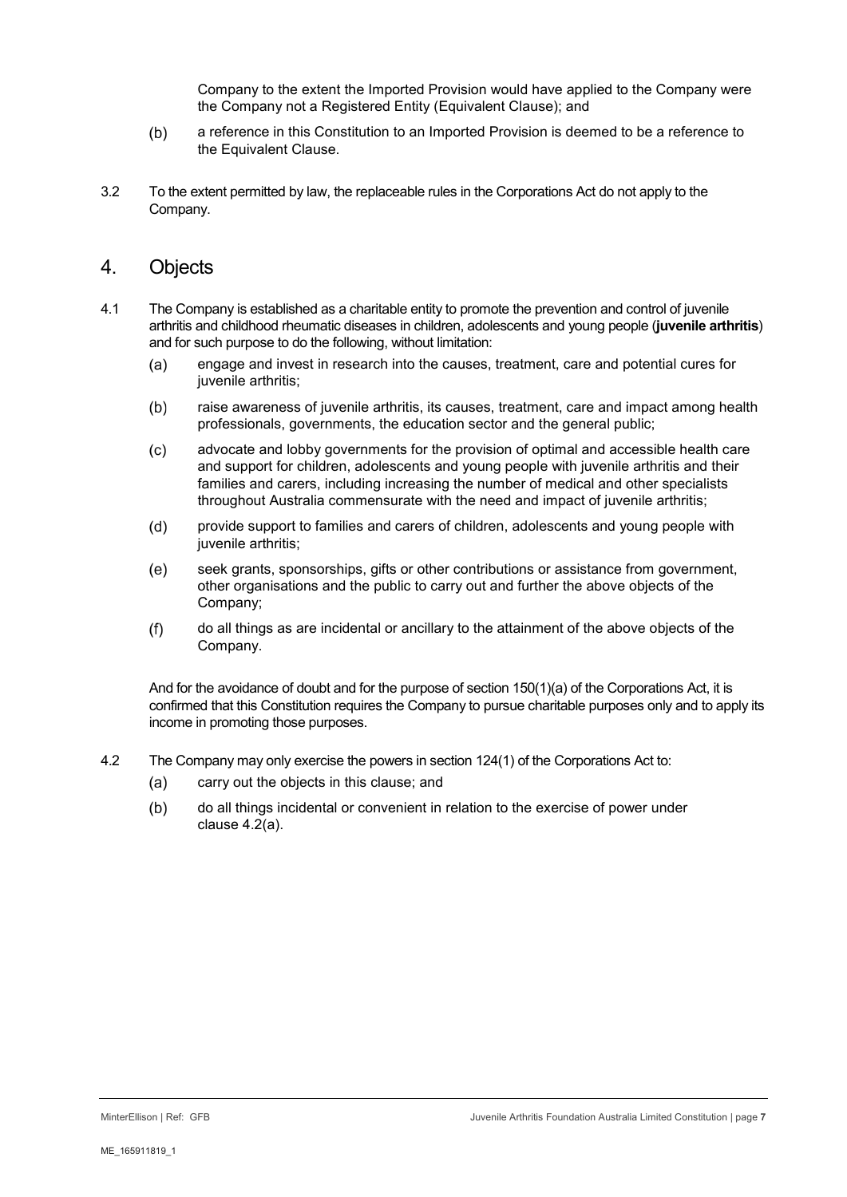Company to the extent the Imported Provision would have applied to the Company were the Company not a Registered Entity (Equivalent Clause); and

(b) a reference in this Constitution to an Imported Provision is deemed to be a reference to the Equivalent Clause.

3.2 To the extent permitted by law, the replaceable rules in the Corporations Act do not apply to the Company.

## 4. Objects

4.1 The Company is established as a charitable entity to promote the prevention and control of juvenile arthritis and childhood rheumatic diseases in children, adolescents and young people (**juvenile arthritis**) and for such purpose to do the following, without limitation:

(a) engage and invest in research into the causes, treatment, care and potential cures for juvenile arthritis;

(b) raise awareness of juvenile arthritis, its causes, treatment, care and impact among health professionals, governments, the education sector and the general public;

(c) advocate and lobby governments for the provision of optimal and accessible health care and support for children, adolescents and young people with juvenile arthritis and their families and carers, including increasing the number of medical and other specialists throughout Australia commensurate with the need and impact of juvenile arthritis;

(d) provide support to families and carers of children, adolescents and young people with juvenile arthritis;

(e) seek grants, sponsorships, gifts or other contributions or assistance from government, other organisations and the public to carry out and further the above objects of the Company;

(f) do all things as are incidental or ancillary to the attainment of the above objects of the Company.

And for the avoidance of doubt and for the purpose of section 150(1)(a) of the Corporations Act, it is confirmed that this Constitution requires the Company to pursue charitable purposes only and to apply its income in promoting those purposes.

4.2 The Company may only exercise the powers in section 124(1) of the Corporations Act to:

(a) carry out the objects in this clause; and

(b) do all things incidental or convenient in relation to the exercise of power under clause 4.2(a).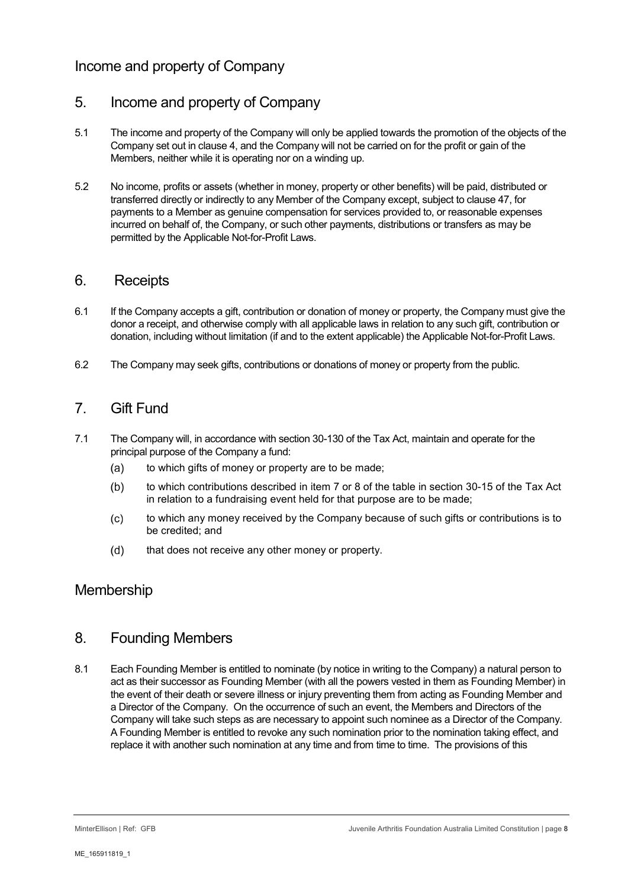## Income and property of Company

### 5. Income and property of Company

5.1 The income and property of the Company will only be applied towards the promotion of the objects of the Company set out in clause 4, and the Company will not be carried on for the profit or gain of the Members, neither while it is operating nor on a winding up.

5.2 No income, profits or assets (whether in money, property or other benefits) will be paid, distributed or transferred directly or indirectly to any Member of the Company except, subject to clause 47, for payments to a Member as genuine compensation for services provided to, or reasonable expenses incurred on behalf of, the Company, or such other payments, distributions or transfers as may be permitted by the Applicable Not-for-Profit Laws.

### 6. Receipts

6.1 If the Company accepts a gift, contribution or donation of money or property, the Company must give the donor a receipt, and otherwise comply with all applicable laws in relation to any such gift, contribution or donation, including without limitation (if and to the extent applicable) the Applicable Not-for-Profit Laws.

6.2 The Company may seek gifts, contributions or donations of money or property from the public.

### 7. Gift Fund

7.1 The Company will, in accordance with section 30-130 of the Tax Act, maintain and operate for the principal purpose of the Company a fund:

(a) to which gifts of money or property are to be made;

(b) to which contributions described in item 7 or 8 of the table in section 30-15 of the Tax Act in relation to a fundraising event held for that purpose are to be made;

(c) to which any money received by the Company because of such gifts or contributions is to be credited; and

(d) that does not receive any other money or property.

## Membership

### 8. Founding Members

8.1 Each Founding Member is entitled to nominate (by notice in writing to the Company) a natural person to act as their successor as Founding Member (with all the powers vested in them as Founding Member) in the event of their death or severe illness or injury preventing them from acting as Founding Member and a Director of the Company. On the occurrence of such an event, the Members and Directors of the Company will take such steps as are necessary to appoint such nominee as a Director of the Company. A Founding Member is entitled to revoke any such nomination prior to the nomination taking effect, and replace it with another such nomination at any time and from time to time. The provisions of this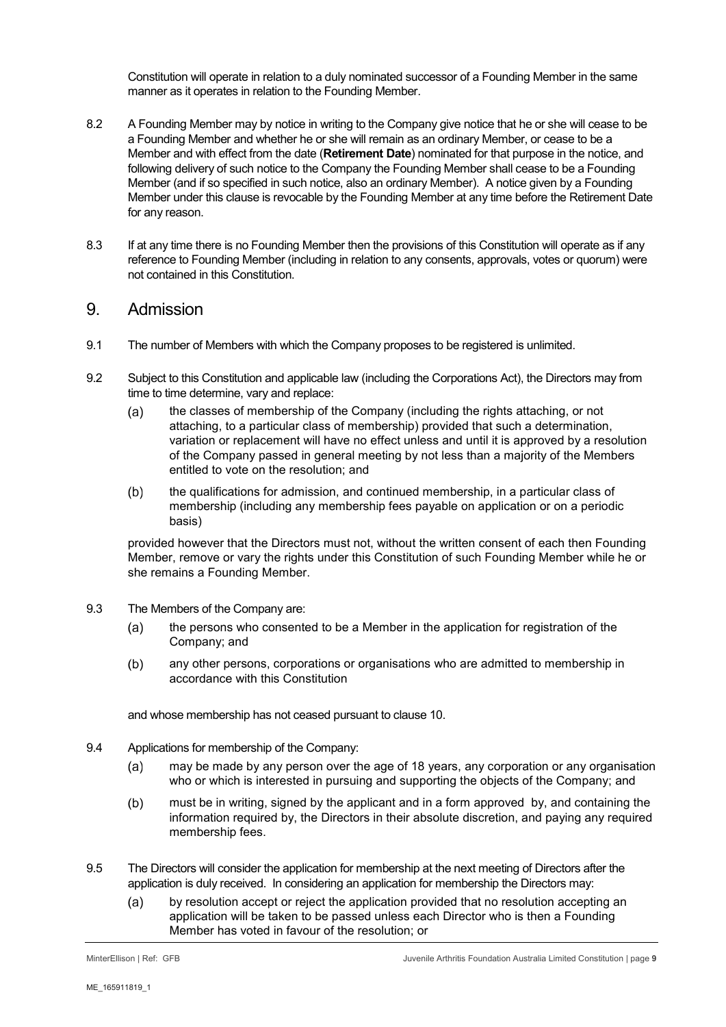Constitution will operate in relation to a duly nominated successor of a Founding Member in the same manner as it operates in relation to the Founding Member.

8.2 A Founding Member may by notice in writing to the Company give notice that he or she will cease to be a Founding Member and whether he or she will remain as an ordinary Member, or cease to be a Member and with effect from the date (**Retirement Date**) nominated for that purpose in the notice, and following delivery of such notice to the Company the Founding Member shall cease to be a Founding Member (and if so specified in such notice, also an ordinary Member). A notice given by a Founding Member under this clause is revocable by the Founding Member at any time before the Retirement Date for any reason.

8.3 If at any time there is no Founding Member then the provisions of this Constitution will operate as if any reference to Founding Member (including in relation to any consents, approvals, votes or quorum) were not contained in this Constitution.

## 9. Admission

9.1 The number of Members with which the Company proposes to be registered is unlimited.

9.2 Subject to this Constitution and applicable law (including the Corporations Act), the Directors may from time to time determine, vary and replace:

(a) the classes of membership of the Company (including the rights attaching, or not attaching, to a particular class of membership) provided that such a determination, variation or replacement will have no effect unless and until it is approved by a resolution of the Company passed in general meeting by not less than a majority of the Members entitled to vote on the resolution; and

(b) the qualifications for admission, and continued membership, in a particular class of membership (including any membership fees payable on application or on a periodic basis)

provided however that the Directors must not, without the written consent of each then Founding Member, remove or vary the rights under this Constitution of such Founding Member while he or she remains a Founding Member.

9.3 The Members of the Company are:

(a) the persons who consented to be a Member in the application for registration of the Company; and

(b) any other persons, corporations or organisations who are admitted to membership in accordance with this Constitution

and whose membership has not ceased pursuant to clause 10.

9.4 Applications for membership of the Company:

(a) may be made by any person over the age of 18 years, any corporation or any organisation who or which is interested in pursuing and supporting the objects of the Company; and

(b) must be in writing, signed by the applicant and in a form approved by, and containing the information required by, the Directors in their absolute discretion, and paying any required membership fees.

9.5 The Directors will consider the application for membership at the next meeting of Directors after the application is duly received. In considering an application for membership the Directors may:

(a) by resolution accept or reject the application provided that no resolution accepting an application will be taken to be passed unless each Director who is then a Founding Member has voted in favour of the resolution; or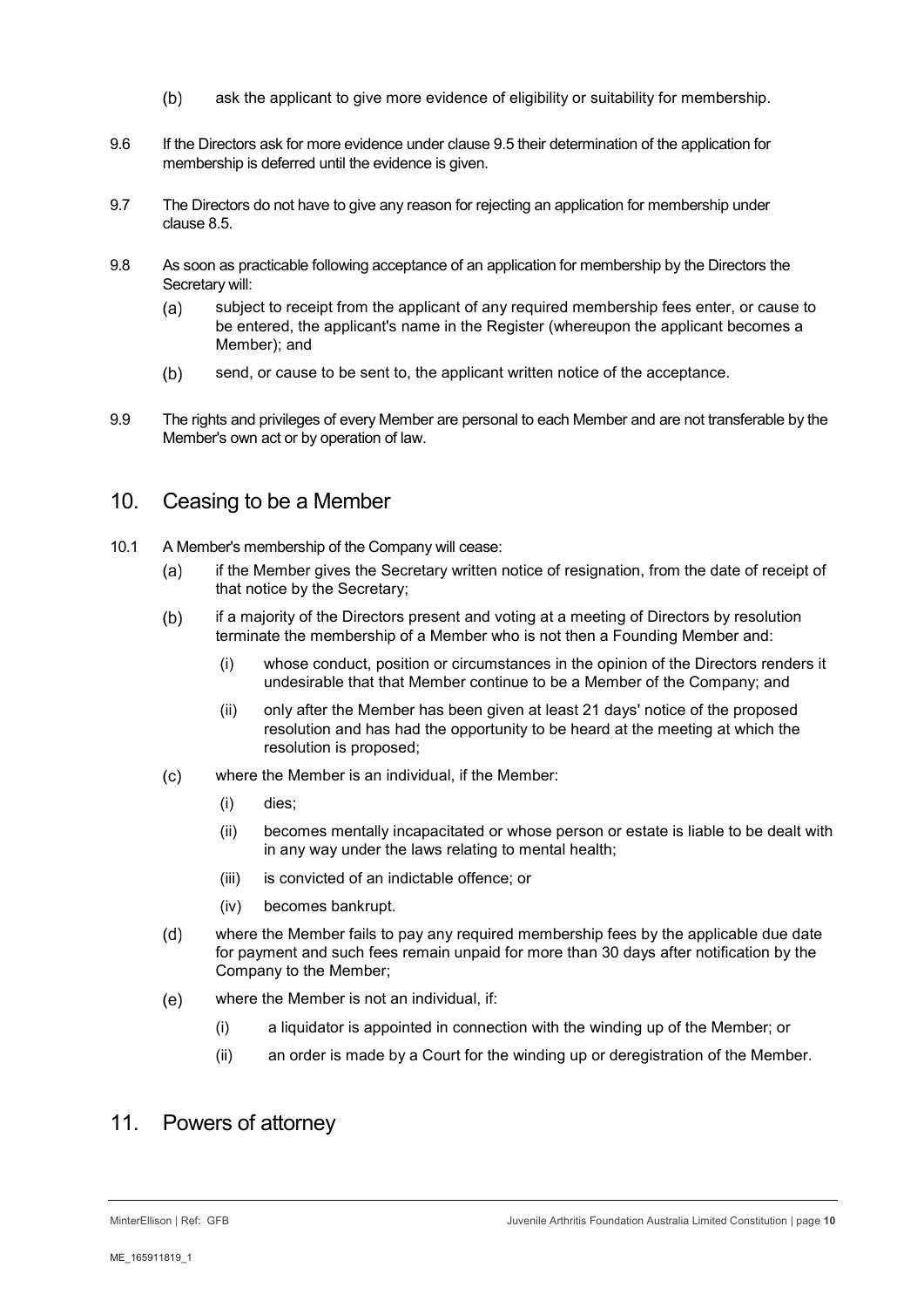(b) ask the applicant to give more evidence of eligibility or suitability for membership.

9.6 If the Directors ask for more evidence under clause 9.5 their determination of the application for membership is deferred until the evidence is given.

9.7 The Directors do not have to give any reason for rejecting an application for membership under clause 8.5.

9.8 As soon as practicable following acceptance of an application for membership by the Directors the Secretary will:

(a) subject to receipt from the applicant of any required membership fees enter, or cause to be entered, the applicant's name in the Register (whereupon the applicant becomes a Member); and

(b) send, or cause to be sent to, the applicant written notice of the acceptance.

9.9 The rights and privileges of every Member are personal to each Member and are not transferable by the Member's own act or by operation of law.

## 10. Ceasing to be a Member

10.1 A Member's membership of the Company will cease:

(a) if the Member gives the Secretary written notice of resignation, from the date of receipt of that notice by the Secretary;

(b) if a majority of the Directors present and voting at a meeting of Directors by resolution terminate the membership of a Member who is not then a Founding Member and:

(i) whose conduct, position or circumstances in the opinion of the Directors renders it undesirable that that Member continue to be a Member of the Company; and

(ii) only after the Member has been given at least 21 days' notice of the proposed resolution and has had the opportunity to be heard at the meeting at which the resolution is proposed;

(c) where the Member is an individual, if the Member:

(i) dies;

(ii) becomes mentally incapacitated or whose person or estate is liable to be dealt with in any way under the laws relating to mental health;

(iii) is convicted of an indictable offence; or

(iv) becomes bankrupt.

(d) where the Member fails to pay any required membership fees by the applicable due date for payment and such fees remain unpaid for more than 30 days after notification by the Company to the Member;

(e) where the Member is not an individual, if:

(i) a liquidator is appointed in connection with the winding up of the Member; or

(ii) an order is made by a Court for the winding up or deregistration of the Member.

## 11. Powers of attorney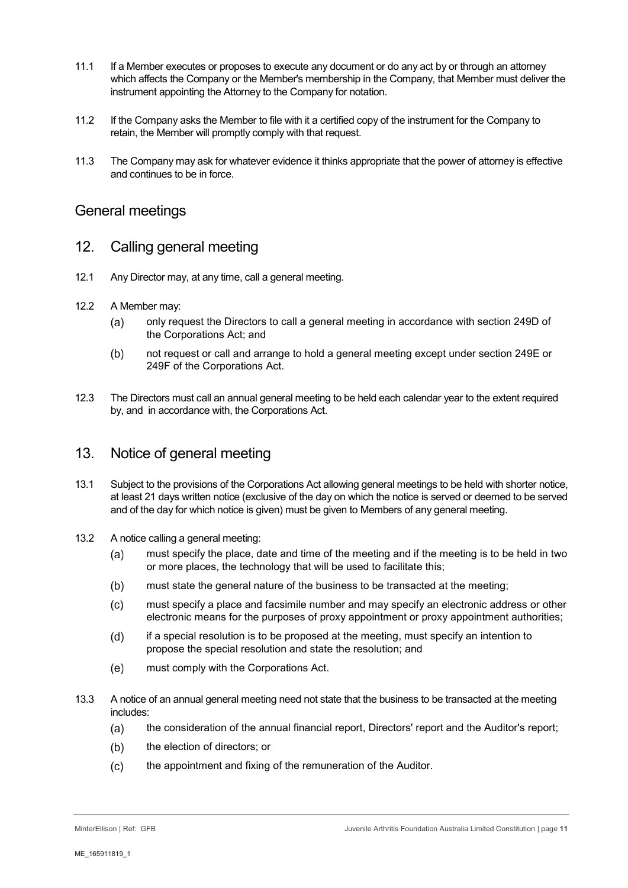11.1 If a Member executes or proposes to execute any document or do any act by or through an attorney which affects the Company or the Member's membership in the Company, that Member must deliver the instrument appointing the Attorney to the Company for notation.

11.2 If the Company asks the Member to file with it a certified copy of the instrument for the Company to retain, the Member will promptly comply with that request.

11.3 The Company may ask for whatever evidence it thinks appropriate that the power of attorney is effective and continues to be in force.

# General meetings

## 12. Calling general meeting

12.1 Any Director may, at any time, call a general meeting.

12.2 A Member may:

- (a) only request the Directors to call a general meeting in accordance with section 249D of the Corporations Act; and
- (b) not request or call and arrange to hold a general meeting except under section 249E or 249F of the Corporations Act.

12.3 The Directors must call an annual general meeting to be held each calendar year to the extent required by, and in accordance with, the Corporations Act.

## 13. Notice of general meeting

13.1 Subject to the provisions of the Corporations Act allowing general meetings to be held with shorter notice, at least 21 days written notice (exclusive of the day on which the notice is served or deemed to be served and of the day for which notice is given) must be given to Members of any general meeting.

13.2 A notice calling a general meeting:

- (a) must specify the place, date and time of the meeting and if the meeting is to be held in two or more places, the technology that will be used to facilitate this;
- (b) must state the general nature of the business to be transacted at the meeting;
- (c) must specify a place and facsimile number and may specify an electronic address or other electronic means for the purposes of proxy appointment or proxy appointment authorities;
- (d) if a special resolution is to be proposed at the meeting, must specify an intention to propose the special resolution and state the resolution; and
- (e) must comply with the Corporations Act.

13.3 A notice of an annual general meeting need not state that the business to be transacted at the meeting includes:

- (a) the consideration of the annual financial report, Directors' report and the Auditor's report;
- (b) the election of directors; or
- (c) the appointment and fixing of the remuneration of the Auditor.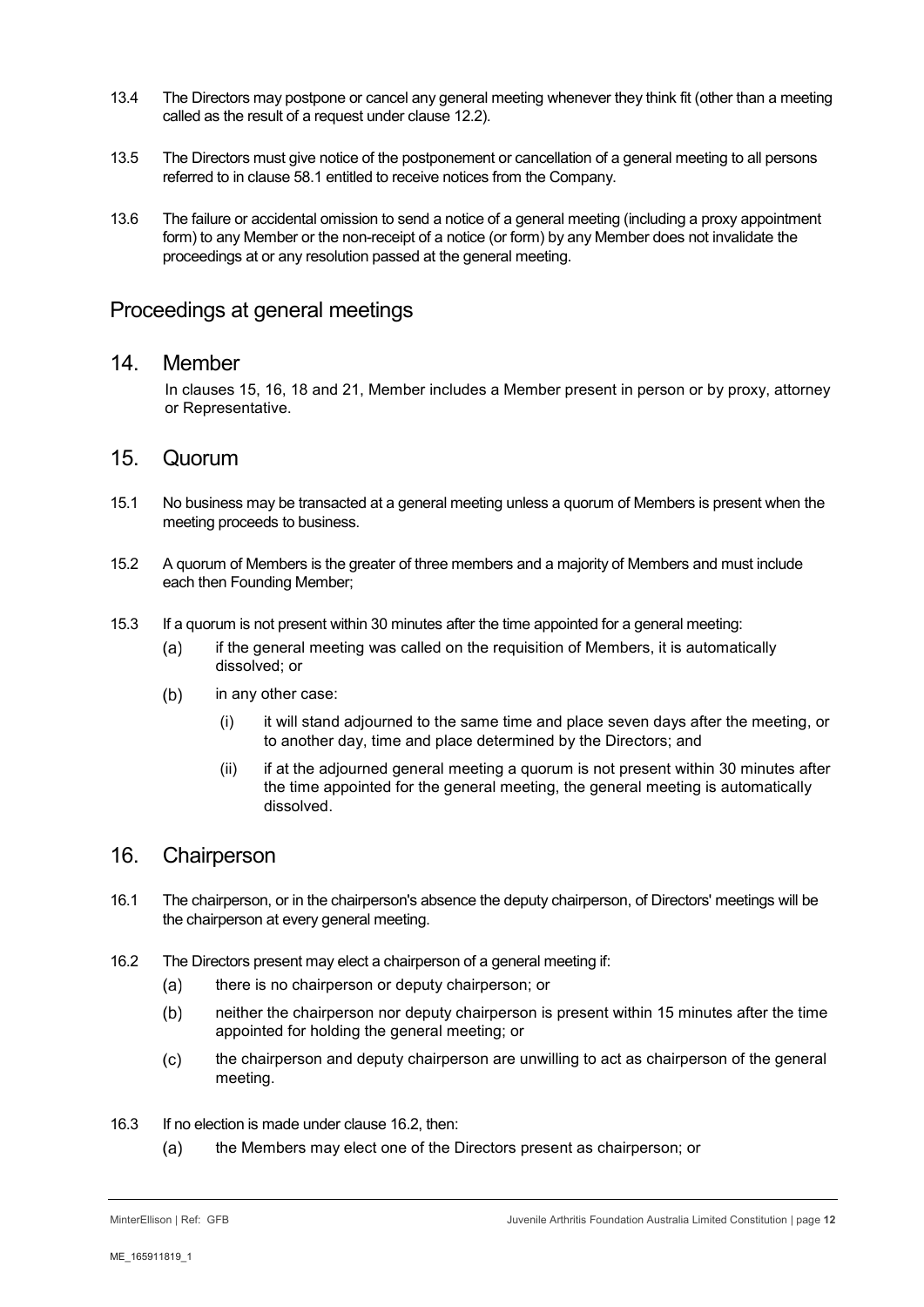13.4 The Directors may postpone or cancel any general meeting whenever they think fit (other than a meeting called as the result of a request under clause 12.2).

13.5 The Directors must give notice of the postponement or cancellation of a general meeting to all persons referred to in clause 58.1 entitled to receive notices from the Company.

13.6 The failure or accidental omission to send a notice of a general meeting (including a proxy appointment form) to any Member or the non-receipt of a notice (or form) by any Member does not invalidate the proceedings at or any resolution passed at the general meeting.

## Proceedings at general meetings

### 14. Member

In clauses 15, 16, 18 and 21, Member includes a Member present in person or by proxy, attorney or Representative.

### 15. Quorum

15.1 No business may be transacted at a general meeting unless a quorum of Members is present when the meeting proceeds to business.

15.2 A quorum of Members is the greater of three members and a majority of Members and must include each then Founding Member;

15.3 If a quorum is not present within 30 minutes after the time appointed for a general meeting:

(a) if the general meeting was called on the requisition of Members, it is automatically dissolved; or

(b) in any other case:

(i) it will stand adjourned to the same time and place seven days after the meeting, or to another day, time and place determined by the Directors; and

(ii) if at the adjourned general meeting a quorum is not present within 30 minutes after the time appointed for the general meeting, the general meeting is automatically dissolved.

### 16. Chairperson

16.1 The chairperson, or in the chairperson's absence the deputy chairperson, of Directors' meetings will be the chairperson at every general meeting.

16.2 The Directors present may elect a chairperson of a general meeting if:

(a) there is no chairperson or deputy chairperson; or

(b) neither the chairperson nor deputy chairperson is present within 15 minutes after the time appointed for holding the general meeting; or

(c) the chairperson and deputy chairperson are unwilling to act as chairperson of the general meeting.

16.3 If no election is made under clause 16.2, then:

(a) the Members may elect one of the Directors present as chairperson; or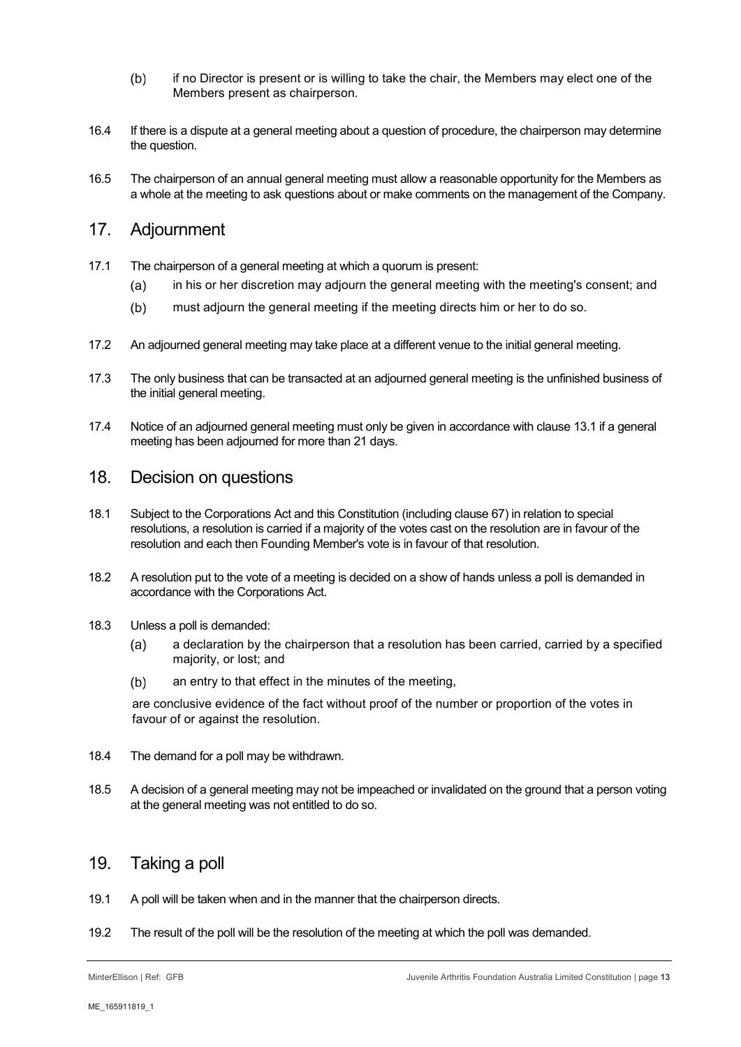(b) if no Director is present or is willing to take the chair, the Members may elect one of the Members present as chairperson.

16.4 If there is a dispute at a general meeting about a question of procedure, the chairperson may determine the question.

16.5 The chairperson of an annual general meeting must allow a reasonable opportunity for the Members as a whole at the meeting to ask questions about or make comments on the management of the Company.

## 17. Adjournment

17.1 The chairperson of a general meeting at which a quorum is present:

(a) in his or her discretion may adjourn the general meeting with the meeting's consent; and

(b) must adjourn the general meeting if the meeting directs him or her to do so.

17.2 An adjourned general meeting may take place at a different venue to the initial general meeting.

17.3 The only business that can be transacted at an adjourned general meeting is the unfinished business of the initial general meeting.

17.4 Notice of an adjourned general meeting must only be given in accordance with clause 13.1 if a general meeting has been adjourned for more than 21 days.

## 18. Decision on questions

18.1 Subject to the Corporations Act and this Constitution (including clause 67) in relation to special resolutions, a resolution is carried if a majority of the votes cast on the resolution are in favour of the resolution and each then Founding Member's vote is in favour of that resolution.

18.2 A resolution put to the vote of a meeting is decided on a show of hands unless a poll is demanded in accordance with the Corporations Act.

18.3 Unless a poll is demanded:

(a) a declaration by the chairperson that a resolution has been carried, carried by a specified majority, or lost; and

(b) an entry to that effect in the minutes of the meeting,

are conclusive evidence of the fact without proof of the number or proportion of the votes in favour of or against the resolution.

18.4 The demand for a poll may be withdrawn.

18.5 A decision of a general meeting may not be impeached or invalidated on the ground that a person voting at the general meeting was not entitled to do so.

## 19. Taking a poll

19.1 A poll will be taken when and in the manner that the chairperson directs.

19.2 The result of the poll will be the resolution of the meeting at which the poll was demanded.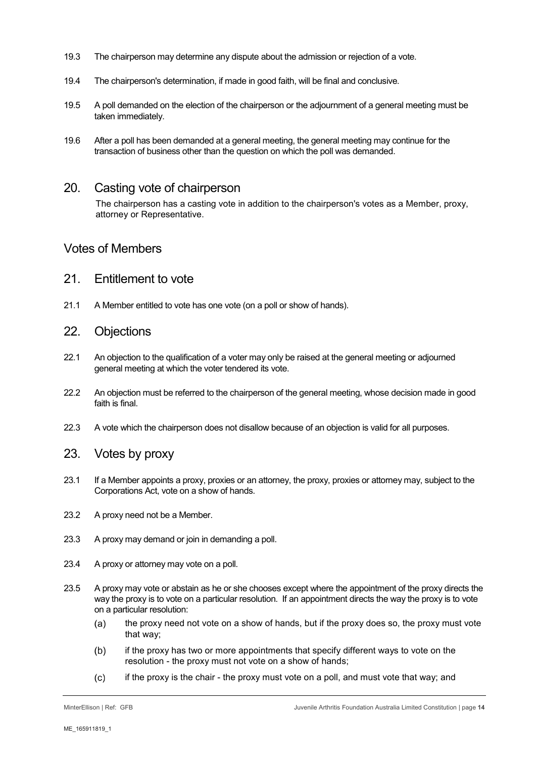19.3 The chairperson may determine any dispute about the admission or rejection of a vote.

19.4 The chairperson's determination, if made in good faith, will be final and conclusive.

19.5 A poll demanded on the election of the chairperson or the adjournment of a general meeting must be taken immediately.

19.6 After a poll has been demanded at a general meeting, the general meeting may continue for the transaction of business other than the question on which the poll was demanded.

## 20. Casting vote of chairperson

The chairperson has a casting vote in addition to the chairperson's votes as a Member, proxy, attorney or Representative.

# Votes of Members

## 21. Entitlement to vote

21.1 A Member entitled to vote has one vote (on a poll or show of hands).

## 22. Objections

22.1 An objection to the qualification of a voter may only be raised at the general meeting or adjourned general meeting at which the voter tendered its vote.

22.2 An objection must be referred to the chairperson of the general meeting, whose decision made in good faith is final.

22.3 A vote which the chairperson does not disallow because of an objection is valid for all purposes.

## 23. Votes by proxy

23.1 If a Member appoints a proxy, proxies or an attorney, the proxy, proxies or attorney may, subject to the Corporations Act, vote on a show of hands.

23.2 A proxy need not be a Member.

23.3 A proxy may demand or join in demanding a poll.

23.4 A proxy or attorney may vote on a poll.

23.5 A proxy may vote or abstain as he or she chooses except where the appointment of the proxy directs the way the proxy is to vote on a particular resolution. If an appointment directs the way the proxy is to vote on a particular resolution:

(a) the proxy need not vote on a show of hands, but if the proxy does so, the proxy must vote that way;

(b) if the proxy has two or more appointments that specify different ways to vote on the resolution - the proxy must not vote on a show of hands;

(c) if the proxy is the chair - the proxy must vote on a poll, and must vote that way; and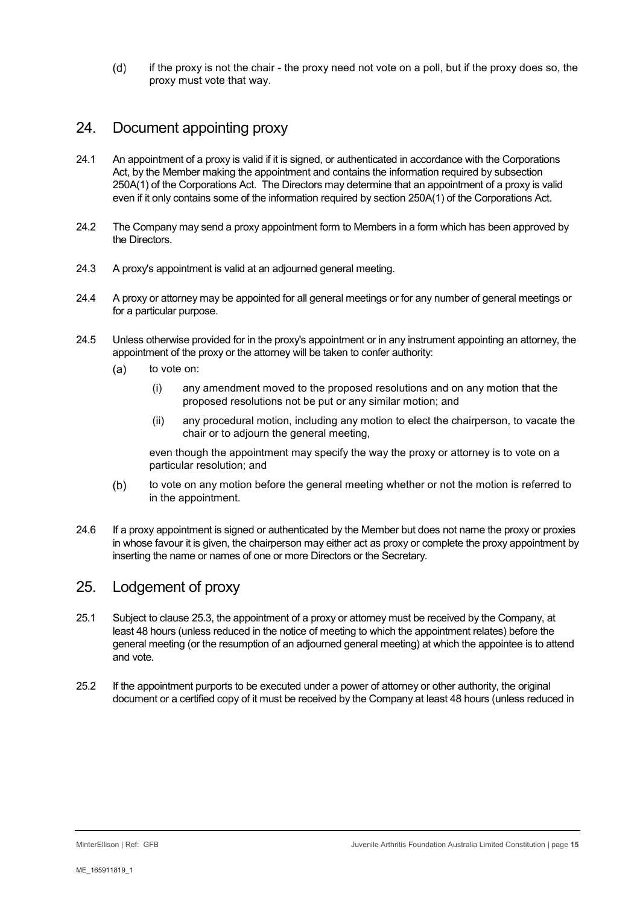(d) if the proxy is not the chair - the proxy need not vote on a poll, but if the proxy does so, the proxy must vote that way.

## 24. Document appointing proxy

24.1 An appointment of a proxy is valid if it is signed, or authenticated in accordance with the Corporations Act, by the Member making the appointment and contains the information required by subsection 250A(1) of the Corporations Act. The Directors may determine that an appointment of a proxy is valid even if it only contains some of the information required by section 250A(1) of the Corporations Act.

24.2 The Company may send a proxy appointment form to Members in a form which has been approved by the Directors.

24.3 A proxy's appointment is valid at an adjourned general meeting.

24.4 A proxy or attorney may be appointed for all general meetings or for any number of general meetings or for a particular purpose.

24.5 Unless otherwise provided for in the proxy's appointment or in any instrument appointing an attorney, the appointment of the proxy or the attorney will be taken to confer authority:

(a) to vote on:

(i) any amendment moved to the proposed resolutions and on any motion that the proposed resolutions not be put or any similar motion; and

(ii) any procedural motion, including any motion to elect the chairperson, to vacate the chair or to adjourn the general meeting,

even though the appointment may specify the way the proxy or attorney is to vote on a particular resolution; and

(b) to vote on any motion before the general meeting whether or not the motion is referred to in the appointment.

24.6 If a proxy appointment is signed or authenticated by the Member but does not name the proxy or proxies in whose favour it is given, the chairperson may either act as proxy or complete the proxy appointment by inserting the name or names of one or more Directors or the Secretary.

## 25. Lodgement of proxy

25.1 Subject to clause 25.3, the appointment of a proxy or attorney must be received by the Company, at least 48 hours (unless reduced in the notice of meeting to which the appointment relates) before the general meeting (or the resumption of an adjourned general meeting) at which the appointee is to attend and vote.

25.2 If the appointment purports to be executed under a power of attorney or other authority, the original document or a certified copy of it must be received by the Company at least 48 hours (unless reduced in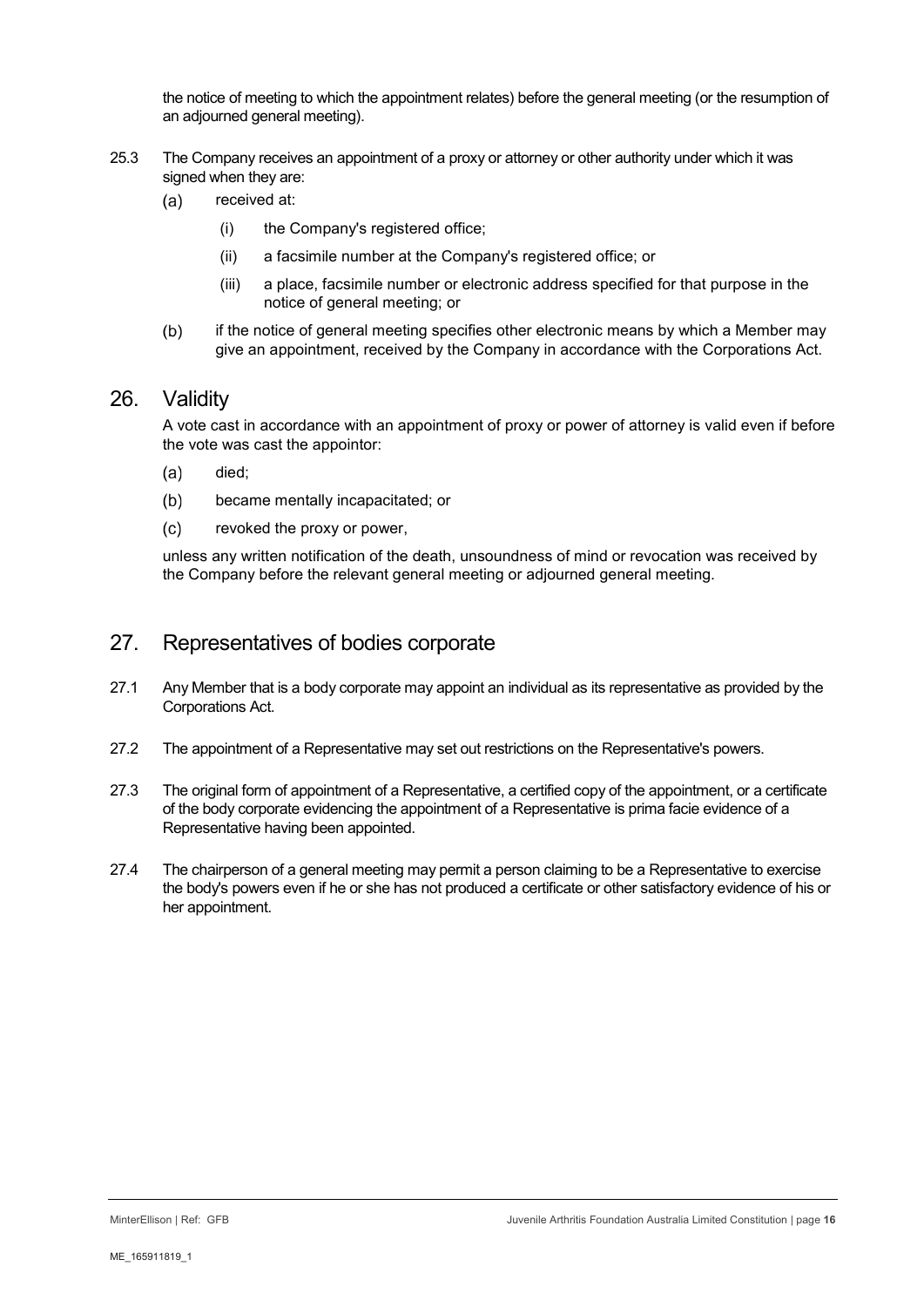the notice of meeting to which the appointment relates) before the general meeting (or the resumption of an adjourned general meeting).

25.3 The Company receives an appointment of a proxy or attorney or other authority under which it was signed when they are:

(a) received at:

(i) the Company's registered office;

(ii) a facsimile number at the Company's registered office; or

(iii) a place, facsimile number or electronic address specified for that purpose in the notice of general meeting; or

(b) if the notice of general meeting specifies other electronic means by which a Member may give an appointment, received by the Company in accordance with the Corporations Act.

## 26. Validity

A vote cast in accordance with an appointment of proxy or power of attorney is valid even if before the vote was cast the appointor:

(a) died;

(b) became mentally incapacitated; or

(c) revoked the proxy or power,

unless any written notification of the death, unsoundness of mind or revocation was received by the Company before the relevant general meeting or adjourned general meeting.

## 27. Representatives of bodies corporate

27.1 Any Member that is a body corporate may appoint an individual as its representative as provided by the Corporations Act.

27.2 The appointment of a Representative may set out restrictions on the Representative's powers.

27.3 The original form of appointment of a Representative, a certified copy of the appointment, or a certificate of the body corporate evidencing the appointment of a Representative is prima facie evidence of a Representative having been appointed.

27.4 The chairperson of a general meeting may permit a person claiming to be a Representative to exercise the body's powers even if he or she has not produced a certificate or other satisfactory evidence of his or her appointment.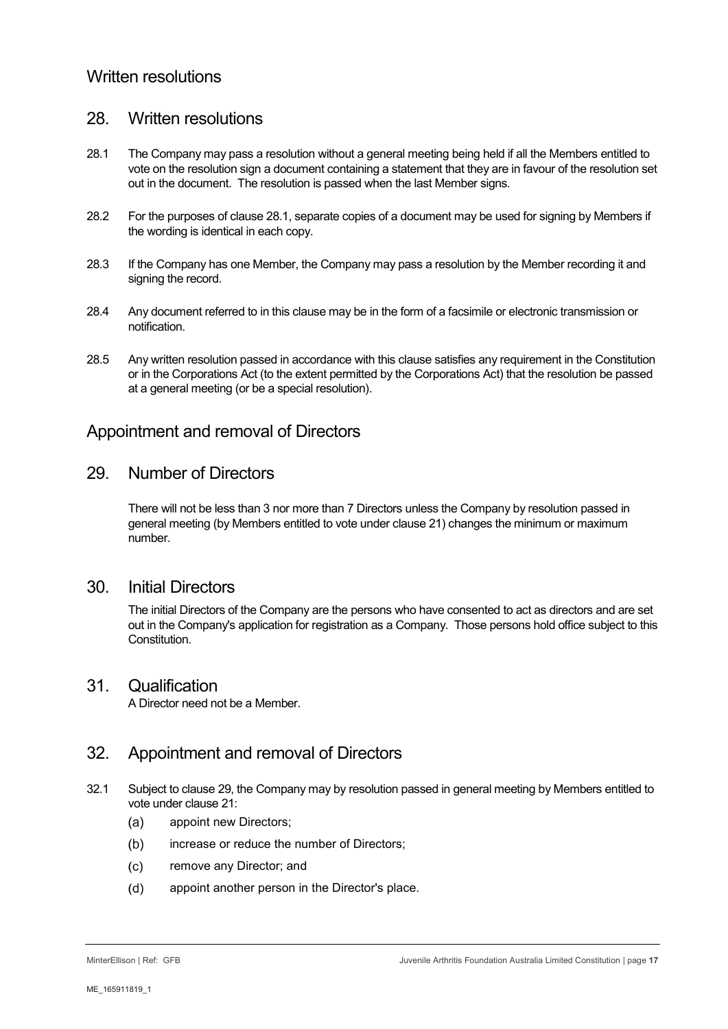## Written resolutions

### 28. Written resolutions

28.1 The Company may pass a resolution without a general meeting being held if all the Members entitled to vote on the resolution sign a document containing a statement that they are in favour of the resolution set out in the document. The resolution is passed when the last Member signs.

28.2 For the purposes of clause 28.1, separate copies of a document may be used for signing by Members if the wording is identical in each copy.

28.3 If the Company has one Member, the Company may pass a resolution by the Member recording it and signing the record.

28.4 Any document referred to in this clause may be in the form of a facsimile or electronic transmission or notification.

28.5 Any written resolution passed in accordance with this clause satisfies any requirement in the Constitution or in the Corporations Act (to the extent permitted by the Corporations Act) that the resolution be passed at a general meeting (or be a special resolution).

## Appointment and removal of Directors

### 29. Number of Directors

There will not be less than 3 nor more than 7 Directors unless the Company by resolution passed in general meeting (by Members entitled to vote under clause 21) changes the minimum or maximum number.

### 30. Initial Directors

The initial Directors of the Company are the persons who have consented to act as directors and are set out in the Company's application for registration as a Company. Those persons hold office subject to this Constitution.

### 31. Qualification

A Director need not be a Member.

### 32. Appointment and removal of Directors

32.1 Subject to clause 29, the Company may by resolution passed in general meeting by Members entitled to vote under clause 21:

(a) appoint new Directors;

(b) increase or reduce the number of Directors;

(c) remove any Director; and

(d) appoint another person in the Director's place.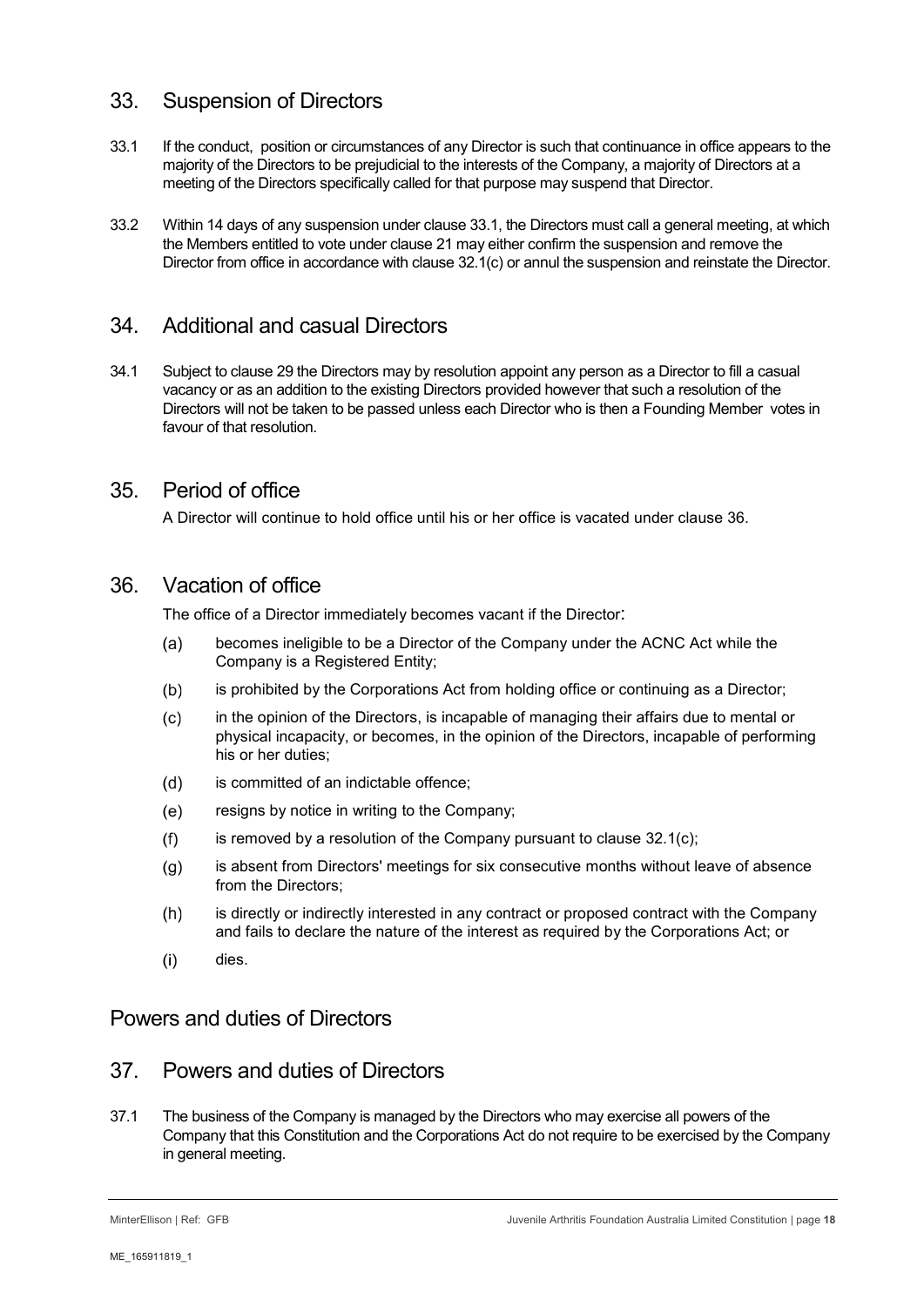## 33. Suspension of Directors

33.1 If the conduct, position or circumstances of any Director is such that continuance in office appears to the majority of the Directors to be prejudicial to the interests of the Company, a majority of Directors at a meeting of the Directors specifically called for that purpose may suspend that Director.

33.2 Within 14 days of any suspension under clause 33.1, the Directors must call a general meeting, at which the Members entitled to vote under clause 21 may either confirm the suspension and remove the Director from office in accordance with clause 32.1(c) or annul the suspension and reinstate the Director.

## 34. Additional and casual Directors

34.1 Subject to clause 29 the Directors may by resolution appoint any person as a Director to fill a casual vacancy or as an addition to the existing Directors provided however that such a resolution of the Directors will not be taken to be passed unless each Director who is then a Founding Member votes in favour of that resolution.

## 35. Period of office

A Director will continue to hold office until his or her office is vacated under clause 36.

## 36. Vacation of office

The office of a Director immediately becomes vacant if the Director:

(a) becomes ineligible to be a Director of the Company under the ACNC Act while the Company is a Registered Entity;

(b) is prohibited by the Corporations Act from holding office or continuing as a Director;

(c) in the opinion of the Directors, is incapable of managing their affairs due to mental or physical incapacity, or becomes, in the opinion of the Directors, incapable of performing his or her duties;

(d) is committed of an indictable offence;

(e) resigns by notice in writing to the Company;

(f) is removed by a resolution of the Company pursuant to clause 32.1(c);

(g) is absent from Directors' meetings for six consecutive months without leave of absence from the Directors;

(h) is directly or indirectly interested in any contract or proposed contract with the Company and fails to declare the nature of the interest as required by the Corporations Act; or

(i) dies.

# Powers and duties of Directors

## 37. Powers and duties of Directors

37.1 The business of the Company is managed by the Directors who may exercise all powers of the Company that this Constitution and the Corporations Act do not require to be exercised by the Company in general meeting.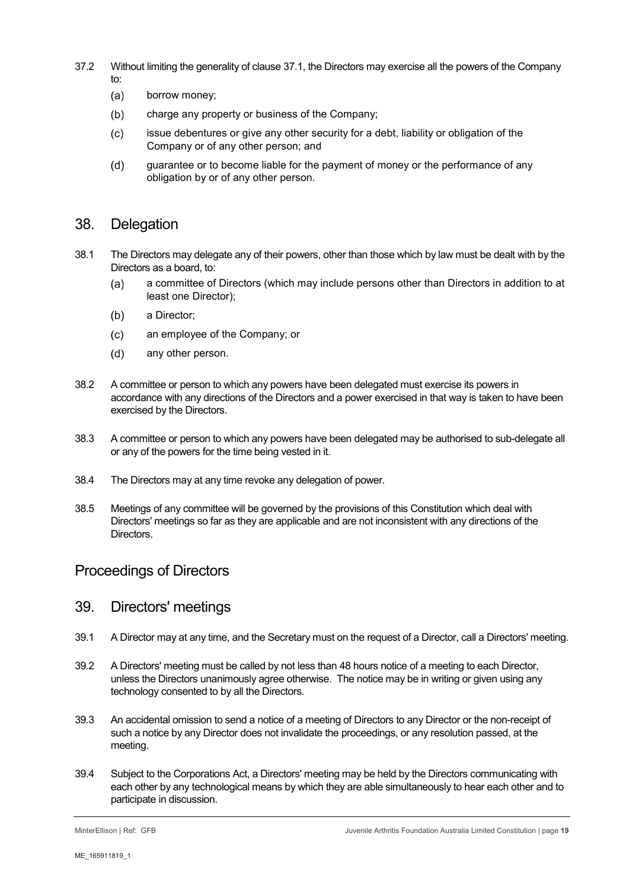37.2 Without limiting the generality of clause 37.1, the Directors may exercise all the powers of the Company to:

(a) borrow money;

(b) charge any property or business of the Company;

(c) issue debentures or give any other security for a debt, liability or obligation of the Company or of any other person; and

(d) guarantee or to become liable for the payment of money or the performance of any obligation by or of any other person.

## 38. Delegation

38.1 The Directors may delegate any of their powers, other than those which by law must be dealt with by the Directors as a board, to:

(a) a committee of Directors (which may include persons other than Directors in addition to at least one Director);

(b) a Director;

(c) an employee of the Company; or

(d) any other person.

38.2 A committee or person to which any powers have been delegated must exercise its powers in accordance with any directions of the Directors and a power exercised in that way is taken to have been exercised by the Directors.

38.3 A committee or person to which any powers have been delegated may be authorised to sub-delegate all or any of the powers for the time being vested in it.

38.4 The Directors may at any time revoke any delegation of power.

38.5 Meetings of any committee will be governed by the provisions of this Constitution which deal with Directors' meetings so far as they are applicable and are not inconsistent with any directions of the Directors.

# Proceedings of Directors

## 39. Directors' meetings

39.1 A Director may at any time, and the Secretary must on the request of a Director, call a Directors' meeting.

39.2 A Directors' meeting must be called by not less than 48 hours notice of a meeting to each Director, unless the Directors unanimously agree otherwise. The notice may be in writing or given using any technology consented to by all the Directors.

39.3 An accidental omission to send a notice of a meeting of Directors to any Director or the non-receipt of such a notice by any Director does not invalidate the proceedings, or any resolution passed, at the meeting.

39.4 Subject to the Corporations Act, a Directors' meeting may be held by the Directors communicating with each other by any technological means by which they are able simultaneously to hear each other and to participate in discussion.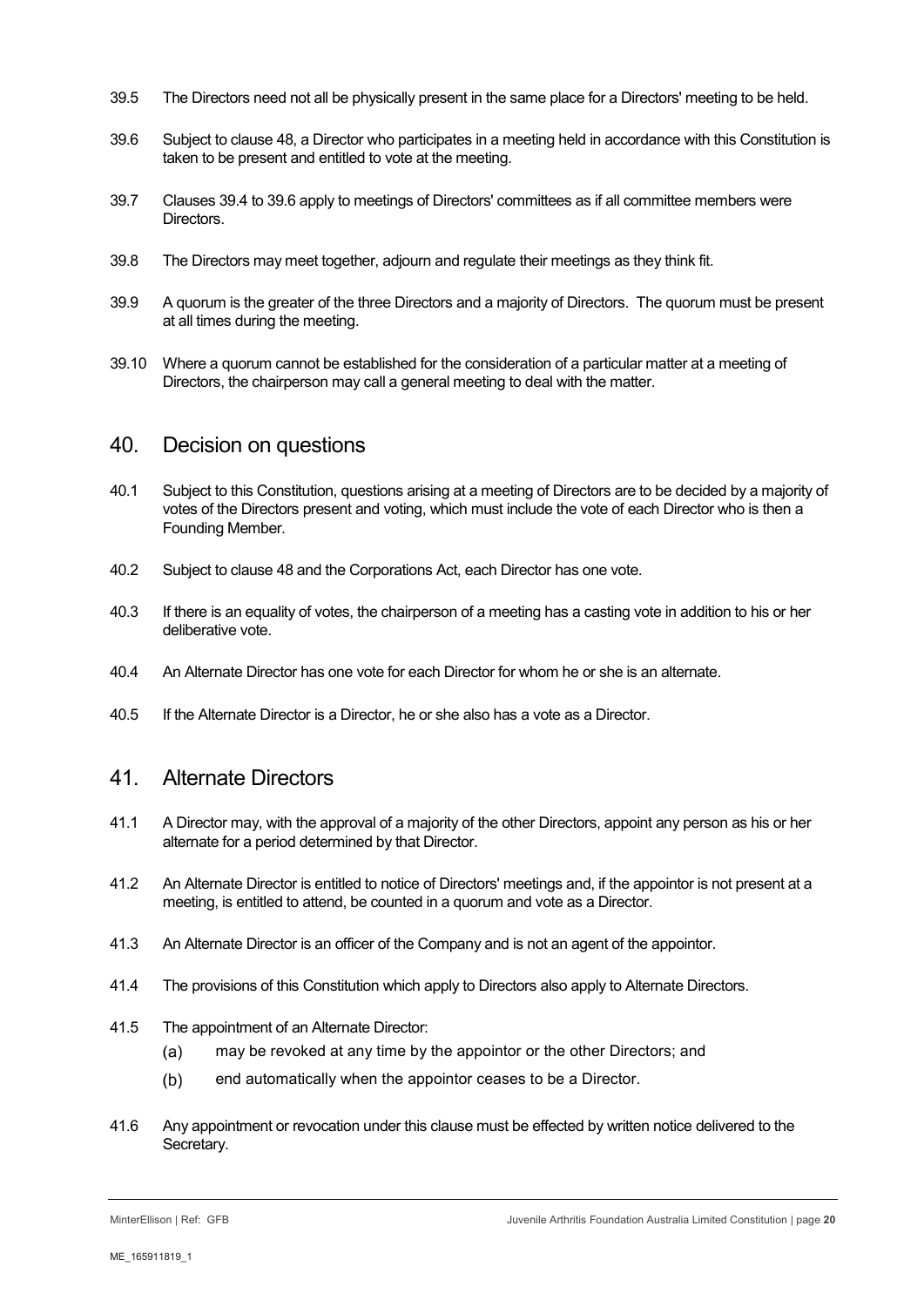39.5 The Directors need not all be physically present in the same place for a Directors' meeting to be held.

39.6 Subject to clause 48, a Director who participates in a meeting held in accordance with this Constitution is taken to be present and entitled to vote at the meeting.

39.7 Clauses 39.4 to 39.6 apply to meetings of Directors' committees as if all committee members were Directors.

39.8 The Directors may meet together, adjourn and regulate their meetings as they think fit.

39.9 A quorum is the greater of the three Directors and a majority of Directors. The quorum must be present at all times during the meeting.

39.10 Where a quorum cannot be established for the consideration of a particular matter at a meeting of Directors, the chairperson may call a general meeting to deal with the matter.

## 40. Decision on questions

40.1 Subject to this Constitution, questions arising at a meeting of Directors are to be decided by a majority of votes of the Directors present and voting, which must include the vote of each Director who is then a Founding Member.

40.2 Subject to clause 48 and the Corporations Act, each Director has one vote.

40.3 If there is an equality of votes, the chairperson of a meeting has a casting vote in addition to his or her deliberative vote.

40.4 An Alternate Director has one vote for each Director for whom he or she is an alternate.

40.5 If the Alternate Director is a Director, he or she also has a vote as a Director.

## 41. Alternate Directors

41.1 A Director may, with the approval of a majority of the other Directors, appoint any person as his or her alternate for a period determined by that Director.

41.2 An Alternate Director is entitled to notice of Directors' meetings and, if the appointor is not present at a meeting, is entitled to attend, be counted in a quorum and vote as a Director.

41.3 An Alternate Director is an officer of the Company and is not an agent of the appointor.

41.4 The provisions of this Constitution which apply to Directors also apply to Alternate Directors.

41.5 The appointment of an Alternate Director:

(a) may be revoked at any time by the appointor or the other Directors; and

(b) end automatically when the appointor ceases to be a Director.

41.6 Any appointment or revocation under this clause must be effected by written notice delivered to the Secretary.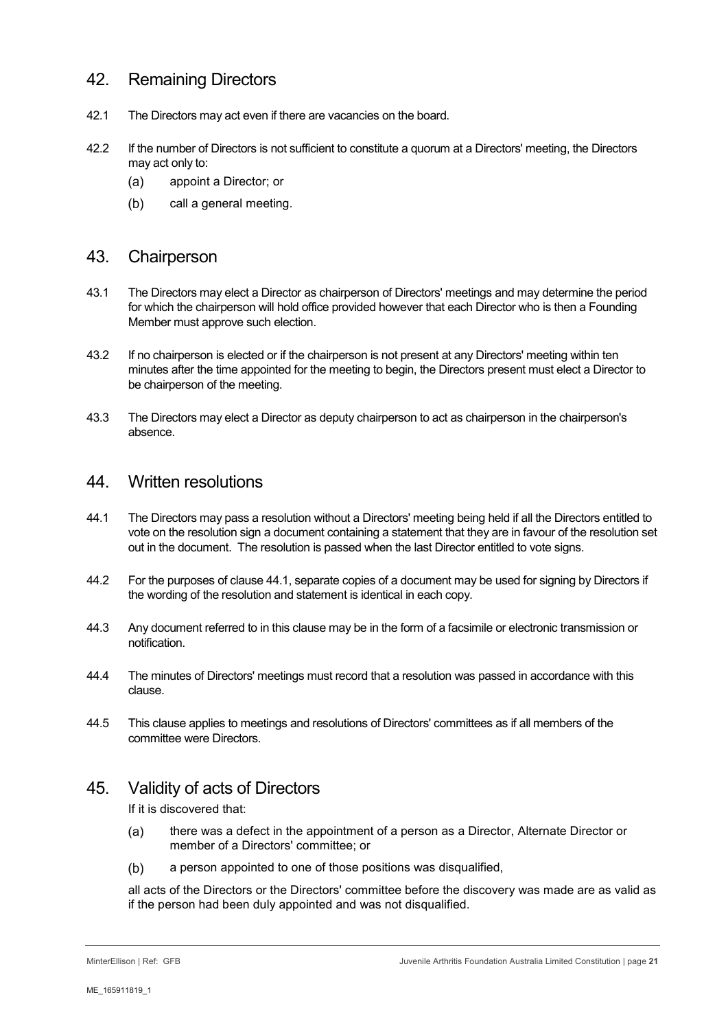## 42. Remaining Directors

42.1 The Directors may act even if there are vacancies on the board.

42.2 If the number of Directors is not sufficient to constitute a quorum at a Directors' meeting, the Directors may act only to:

(a) appoint a Director; or

(b) call a general meeting.

## 43. Chairperson

43.1 The Directors may elect a Director as chairperson of Directors' meetings and may determine the period for which the chairperson will hold office provided however that each Director who is then a Founding Member must approve such election.

43.2 If no chairperson is elected or if the chairperson is not present at any Directors' meeting within ten minutes after the time appointed for the meeting to begin, the Directors present must elect a Director to be chairperson of the meeting.

43.3 The Directors may elect a Director as deputy chairperson to act as chairperson in the chairperson's absence.

## 44. Written resolutions

44.1 The Directors may pass a resolution without a Directors' meeting being held if all the Directors entitled to vote on the resolution sign a document containing a statement that they are in favour of the resolution set out in the document. The resolution is passed when the last Director entitled to vote signs.

44.2 For the purposes of clause 44.1, separate copies of a document may be used for signing by Directors if the wording of the resolution and statement is identical in each copy.

44.3 Any document referred to in this clause may be in the form of a facsimile or electronic transmission or notification.

44.4 The minutes of Directors' meetings must record that a resolution was passed in accordance with this clause.

44.5 This clause applies to meetings and resolutions of Directors' committees as if all members of the committee were Directors.

## 45. Validity of acts of Directors

If it is discovered that:

(a) there was a defect in the appointment of a person as a Director, Alternate Director or member of a Directors' committee; or

(b) a person appointed to one of those positions was disqualified,

all acts of the Directors or the Directors' committee before the discovery was made are as valid as if the person had been duly appointed and was not disqualified.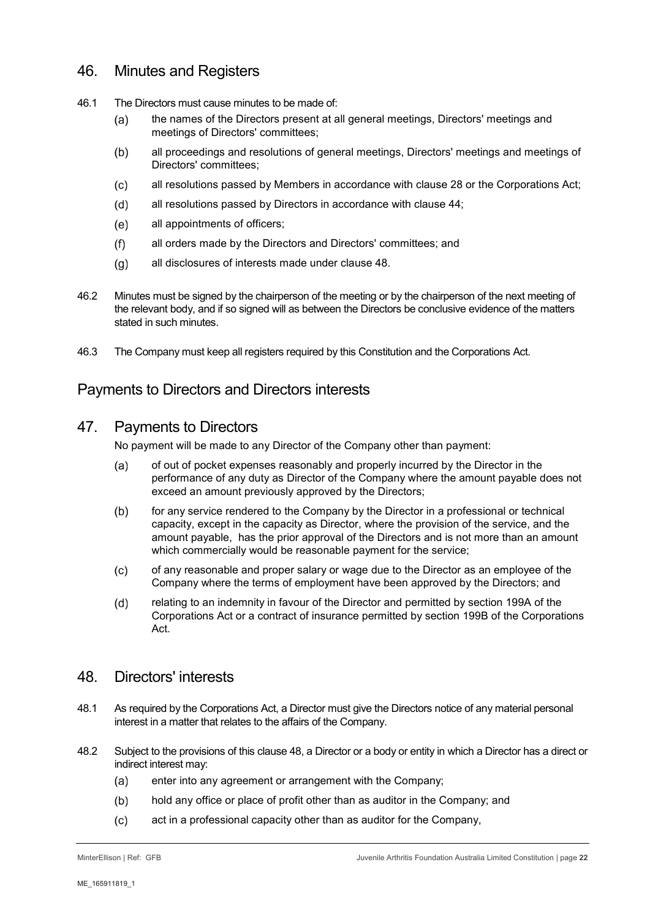## 46. Minutes and Registers

46.1 The Directors must cause minutes to be made of:

(a) the names of the Directors present at all general meetings, Directors' meetings and meetings of Directors' committees;

(b) all proceedings and resolutions of general meetings, Directors' meetings and meetings of Directors' committees;

(c) all resolutions passed by Members in accordance with clause 28 or the Corporations Act;

(d) all resolutions passed by Directors in accordance with clause 44;

(e) all appointments of officers;

(f) all orders made by the Directors and Directors' committees; and

(g) all disclosures of interests made under clause 48.

46.2 Minutes must be signed by the chairperson of the meeting or by the chairperson of the next meeting of the relevant body, and if so signed will as between the Directors be conclusive evidence of the matters stated in such minutes.

46.3 The Company must keep all registers required by this Constitution and the Corporations Act.

# Payments to Directors and Directors interests

## 47. Payments to Directors

No payment will be made to any Director of the Company other than payment:

(a) of out of pocket expenses reasonably and properly incurred by the Director in the performance of any duty as Director of the Company where the amount payable does not exceed an amount previously approved by the Directors;

(b) for any service rendered to the Company by the Director in a professional or technical capacity, except in the capacity as Director, where the provision of the service, and the amount payable, has the prior approval of the Directors and is not more than an amount which commercially would be reasonable payment for the service;

(c) of any reasonable and proper salary or wage due to the Director as an employee of the Company where the terms of employment have been approved by the Directors; and

(d) relating to an indemnity in favour of the Director and permitted by section 199A of the Corporations Act or a contract of insurance permitted by section 199B of the Corporations Act.

## 48. Directors' interests

48.1 As required by the Corporations Act, a Director must give the Directors notice of any material personal interest in a matter that relates to the affairs of the Company.

48.2 Subject to the provisions of this clause 48, a Director or a body or entity in which a Director has a direct or indirect interest may:

(a) enter into any agreement or arrangement with the Company;

(b) hold any office or place of profit other than as auditor in the Company; and

(c) act in a professional capacity other than as auditor for the Company,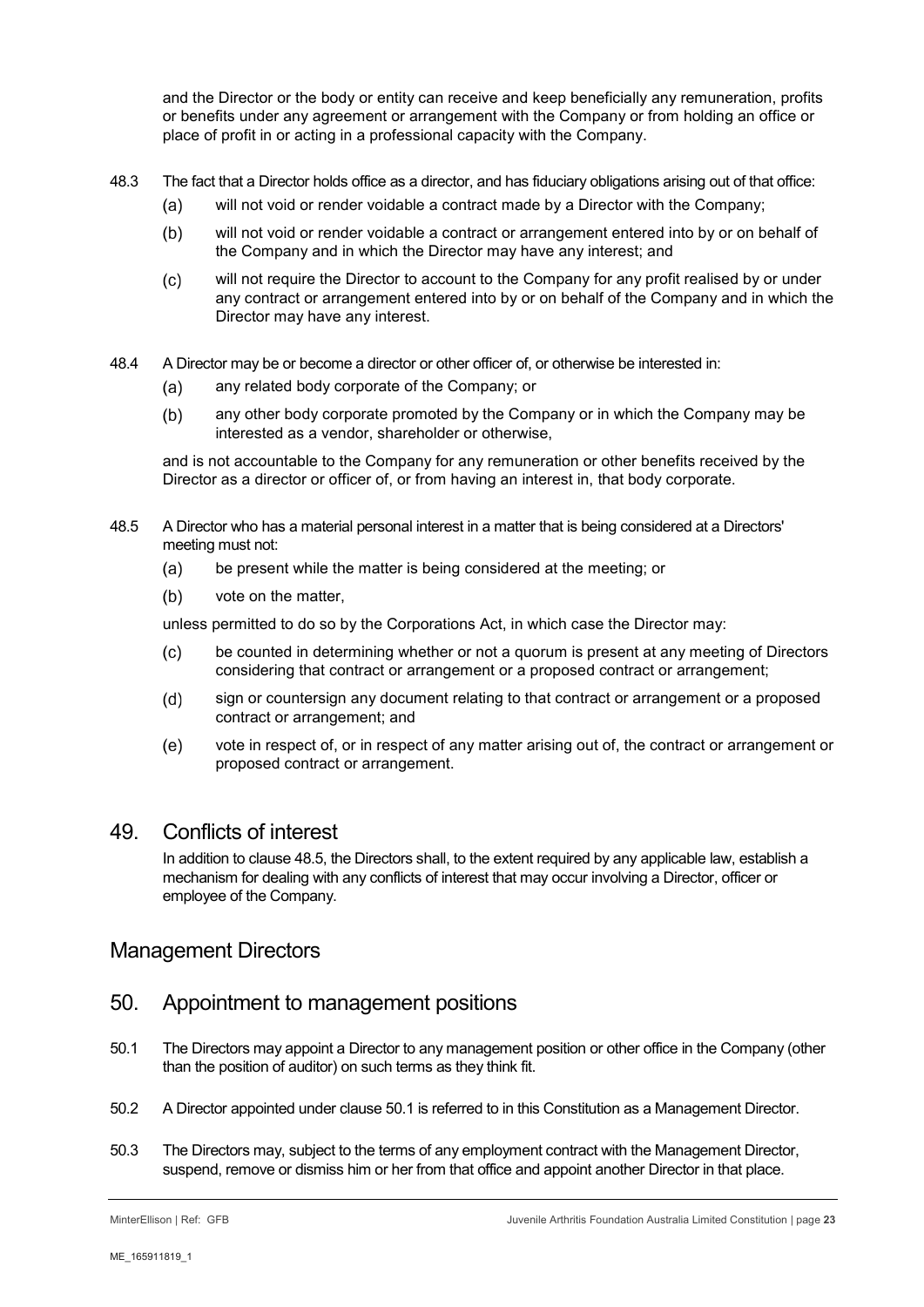and the Director or the body or entity can receive and keep beneficially any remuneration, profits or benefits under any agreement or arrangement with the Company or from holding an office or place of profit in or acting in a professional capacity with the Company.

48.3 The fact that a Director holds office as a director, and has fiduciary obligations arising out of that office:

(a) will not void or render voidable a contract made by a Director with the Company;

(b) will not void or render voidable a contract or arrangement entered into by or on behalf of the Company and in which the Director may have any interest; and

(c) will not require the Director to account to the Company for any profit realised by or under any contract or arrangement entered into by or on behalf of the Company and in which the Director may have any interest.

48.4 A Director may be or become a director or other officer of, or otherwise be interested in:

(a) any related body corporate of the Company; or

(b) any other body corporate promoted by the Company or in which the Company may be interested as a vendor, shareholder or otherwise,

and is not accountable to the Company for any remuneration or other benefits received by the Director as a director or officer of, or from having an interest in, that body corporate.

48.5 A Director who has a material personal interest in a matter that is being considered at a Directors' meeting must not:

(a) be present while the matter is being considered at the meeting; or

(b) vote on the matter,

unless permitted to do so by the Corporations Act, in which case the Director may:

(c) be counted in determining whether or not a quorum is present at any meeting of Directors considering that contract or arrangement or a proposed contract or arrangement;

(d) sign or countersign any document relating to that contract or arrangement or a proposed contract or arrangement; and

(e) vote in respect of, or in respect of any matter arising out of, the contract or arrangement or proposed contract or arrangement.

## 49. Conflicts of interest

In addition to clause 48.5, the Directors shall, to the extent required by any applicable law, establish a mechanism for dealing with any conflicts of interest that may occur involving a Director, officer or employee of the Company.

## Management Directors

## 50. Appointment to management positions

50.1 The Directors may appoint a Director to any management position or other office in the Company (other than the position of auditor) on such terms as they think fit.

50.2 A Director appointed under clause 50.1 is referred to in this Constitution as a Management Director.

50.3 The Directors may, subject to the terms of any employment contract with the Management Director, suspend, remove or dismiss him or her from that office and appoint another Director in that place.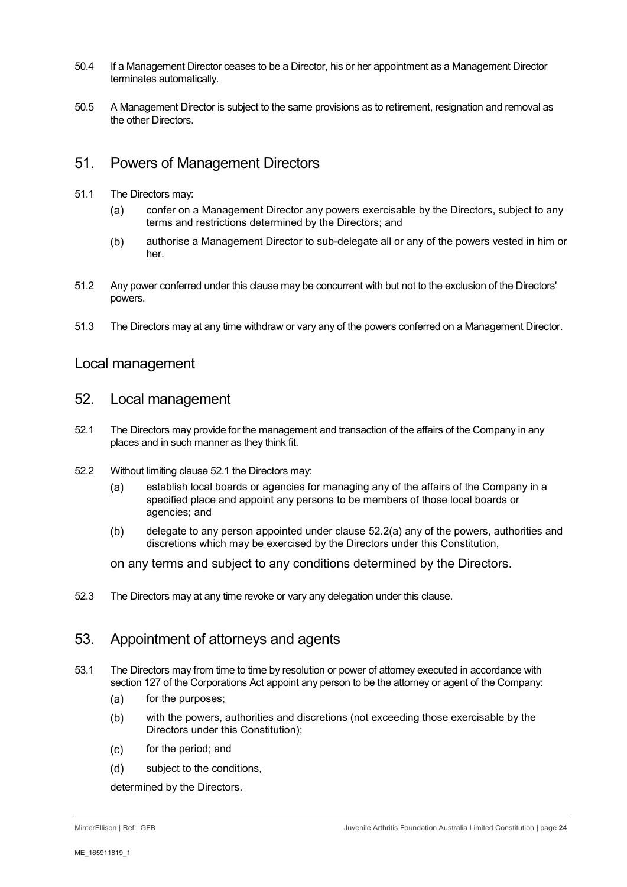50.4 If a Management Director ceases to be a Director, his or her appointment as a Management Director terminates automatically.

50.5 A Management Director is subject to the same provisions as to retirement, resignation and removal as the other Directors.

## 51. Powers of Management Directors

51.1 The Directors may:

(a) confer on a Management Director any powers exercisable by the Directors, subject to any terms and restrictions determined by the Directors; and

(b) authorise a Management Director to sub-delegate all or any of the powers vested in him or her.

51.2 Any power conferred under this clause may be concurrent with but not to the exclusion of the Directors' powers.

51.3 The Directors may at any time withdraw or vary any of the powers conferred on a Management Director.

# Local management

## 52. Local management

52.1 The Directors may provide for the management and transaction of the affairs of the Company in any places and in such manner as they think fit.

52.2 Without limiting clause 52.1 the Directors may:

(a) establish local boards or agencies for managing any of the affairs of the Company in a specified place and appoint any persons to be members of those local boards or agencies; and

(b) delegate to any person appointed under clause 52.2(a) any of the powers, authorities and discretions which may be exercised by the Directors under this Constitution,

on any terms and subject to any conditions determined by the Directors.

52.3 The Directors may at any time revoke or vary any delegation under this clause.

## 53. Appointment of attorneys and agents

53.1 The Directors may from time to time by resolution or power of attorney executed in accordance with section 127 of the Corporations Act appoint any person to be the attorney or agent of the Company:

(a) for the purposes;

(b) with the powers, authorities and discretions (not exceeding those exercisable by the Directors under this Constitution);

(c) for the period; and

(d) subject to the conditions,

determined by the Directors.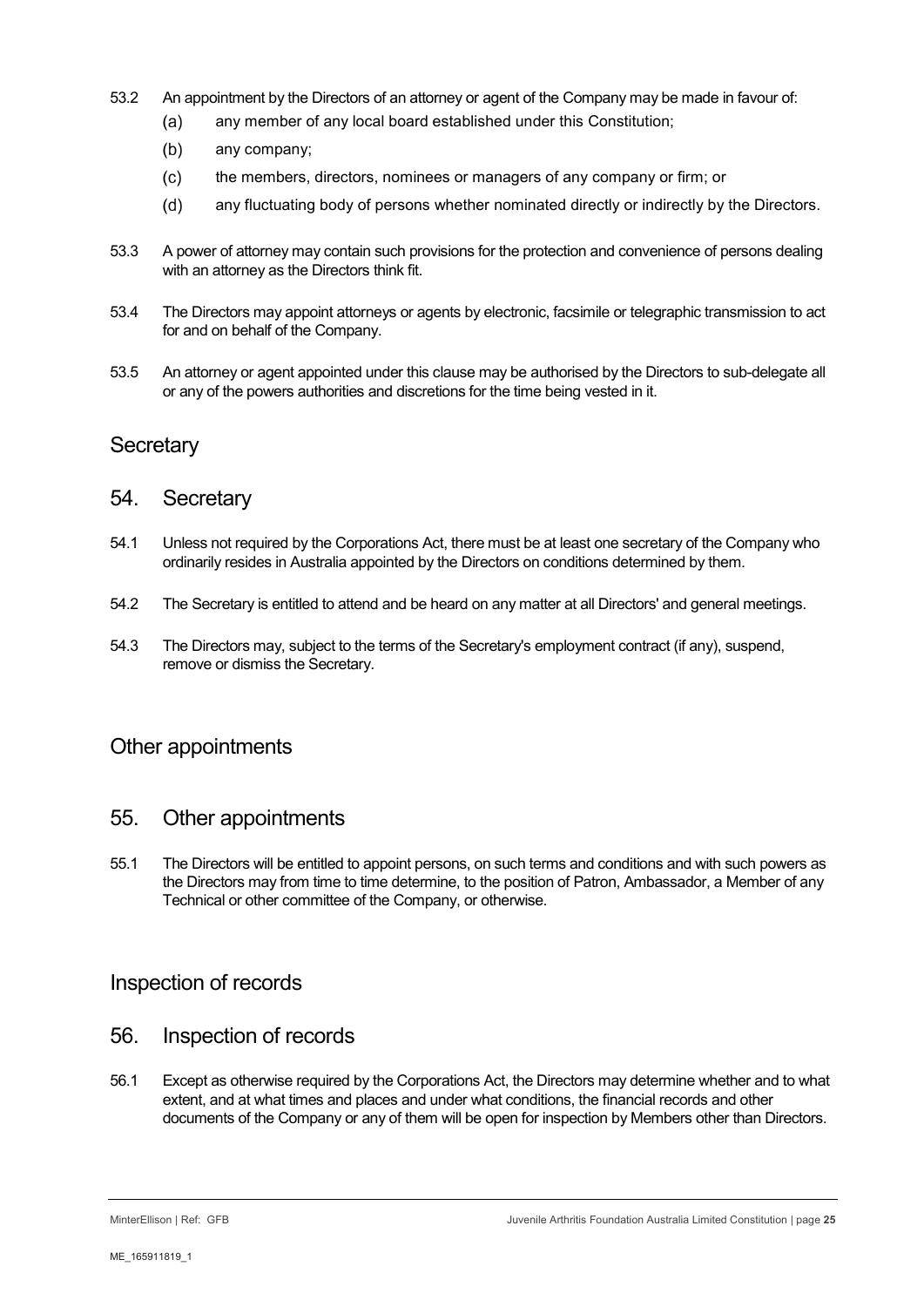53.2 An appointment by the Directors of an attorney or agent of the Company may be made in favour of:

(a) any member of any local board established under this Constitution;

(b) any company;

(c) the members, directors, nominees or managers of any company or firm; or

(d) any fluctuating body of persons whether nominated directly or indirectly by the Directors.

53.3 A power of attorney may contain such provisions for the protection and convenience of persons dealing with an attorney as the Directors think fit.

53.4 The Directors may appoint attorneys or agents by electronic, facsimile or telegraphic transmission to act for and on behalf of the Company.

53.5 An attorney or agent appointed under this clause may be authorised by the Directors to sub-delegate all or any of the powers authorities and discretions for the time being vested in it.

## Secretary

## 54. Secretary

54.1 Unless not required by the Corporations Act, there must be at least one secretary of the Company who ordinarily resides in Australia appointed by the Directors on conditions determined by them.

54.2 The Secretary is entitled to attend and be heard on any matter at all Directors' and general meetings.

54.3 The Directors may, subject to the terms of the Secretary's employment contract (if any), suspend, remove or dismiss the Secretary.

## Other appointments

## 55. Other appointments

55.1 The Directors will be entitled to appoint persons, on such terms and conditions and with such powers as the Directors may from time to time determine, to the position of Patron, Ambassador, a Member of any Technical or other committee of the Company, or otherwise.

## Inspection of records

## 56. Inspection of records

56.1 Except as otherwise required by the Corporations Act, the Directors may determine whether and to what extent, and at what times and places and under what conditions, the financial records and other documents of the Company or any of them will be open for inspection by Members other than Directors.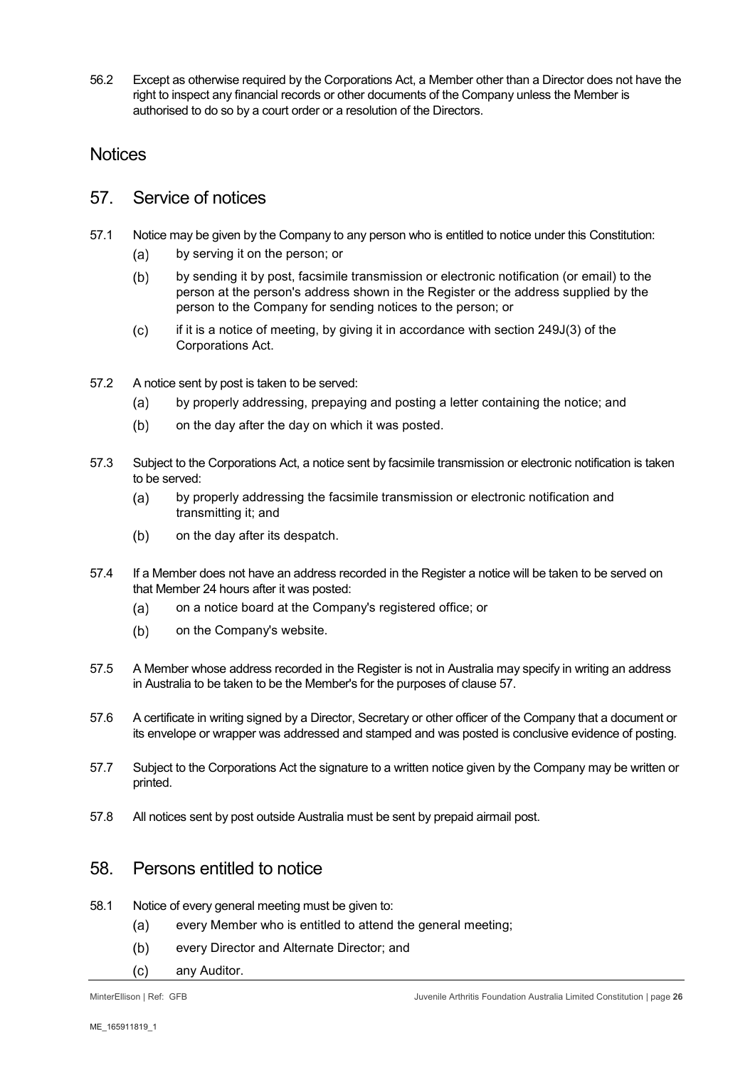56.2 Except as otherwise required by the Corporations Act, a Member other than a Director does not have the right to inspect any financial records or other documents of the Company unless the Member is authorised to do so by a court order or a resolution of the Directors.

# Notices

## 57. Service of notices

57.1 Notice may be given by the Company to any person who is entitled to notice under this Constitution:

- (a) by serving it on the person; or
- (b) by sending it by post, facsimile transmission or electronic notification (or email) to the person at the person's address shown in the Register or the address supplied by the person to the Company for sending notices to the person; or
- (c) if it is a notice of meeting, by giving it in accordance with section 249J(3) of the Corporations Act.

57.2 A notice sent by post is taken to be served:

- (a) by properly addressing, prepaying and posting a letter containing the notice; and
- (b) on the day after the day on which it was posted.

57.3 Subject to the Corporations Act, a notice sent by facsimile transmission or electronic notification is taken to be served:

- (a) by properly addressing the facsimile transmission or electronic notification and transmitting it; and
- (b) on the day after its despatch.

57.4 If a Member does not have an address recorded in the Register a notice will be taken to be served on that Member 24 hours after it was posted:

- (a) on a notice board at the Company's registered office; or
- (b) on the Company's website.

57.5 A Member whose address recorded in the Register is not in Australia may specify in writing an address in Australia to be taken to be the Member's for the purposes of clause 57.

57.6 A certificate in writing signed by a Director, Secretary or other officer of the Company that a document or its envelope or wrapper was addressed and stamped and was posted is conclusive evidence of posting.

57.7 Subject to the Corporations Act the signature to a written notice given by the Company may be written or printed.

57.8 All notices sent by post outside Australia must be sent by prepaid airmail post.

## 58. Persons entitled to notice

58.1 Notice of every general meeting must be given to:

- (a) every Member who is entitled to attend the general meeting;
- (b) every Director and Alternate Director; and
- (c) any Auditor.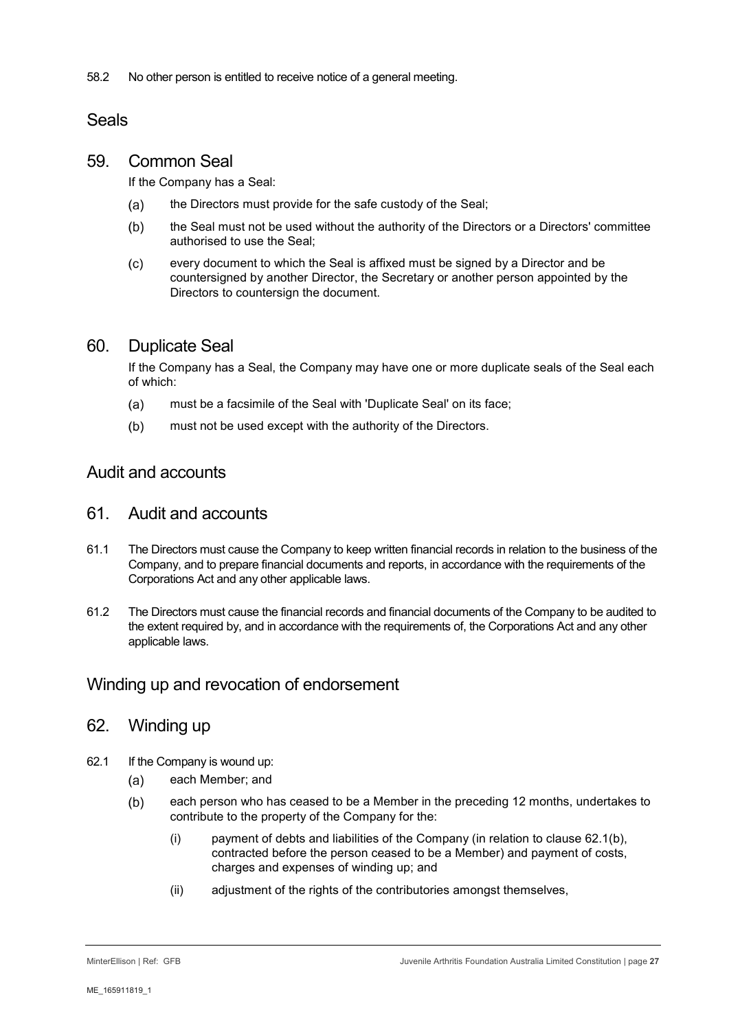58.2 No other person is entitled to receive notice of a general meeting.

## Seals

### 59. Common Seal

If the Company has a Seal:

(a) the Directors must provide for the safe custody of the Seal;

(b) the Seal must not be used without the authority of the Directors or a Directors' committee authorised to use the Seal;

(c) every document to which the Seal is affixed must be signed by a Director and be countersigned by another Director, the Secretary or another person appointed by the Directors to countersign the document.

### 60. Duplicate Seal

If the Company has a Seal, the Company may have one or more duplicate seals of the Seal each of which:

(a) must be a facsimile of the Seal with 'Duplicate Seal' on its face;

(b) must not be used except with the authority of the Directors.

## Audit and accounts

### 61. Audit and accounts

61.1 The Directors must cause the Company to keep written financial records in relation to the business of the Company, and to prepare financial documents and reports, in accordance with the requirements of the Corporations Act and any other applicable laws.

61.2 The Directors must cause the financial records and financial documents of the Company to be audited to the extent required by, and in accordance with the requirements of, the Corporations Act and any other applicable laws.

## Winding up and revocation of endorsement

### 62. Winding up

62.1 If the Company is wound up:

(a) each Member; and

(b) each person who has ceased to be a Member in the preceding 12 months, undertakes to contribute to the property of the Company for the:

(i) payment of debts and liabilities of the Company (in relation to clause 62.1(b), contracted before the person ceased to be a Member) and payment of costs, charges and expenses of winding up; and

(ii) adjustment of the rights of the contributories amongst themselves,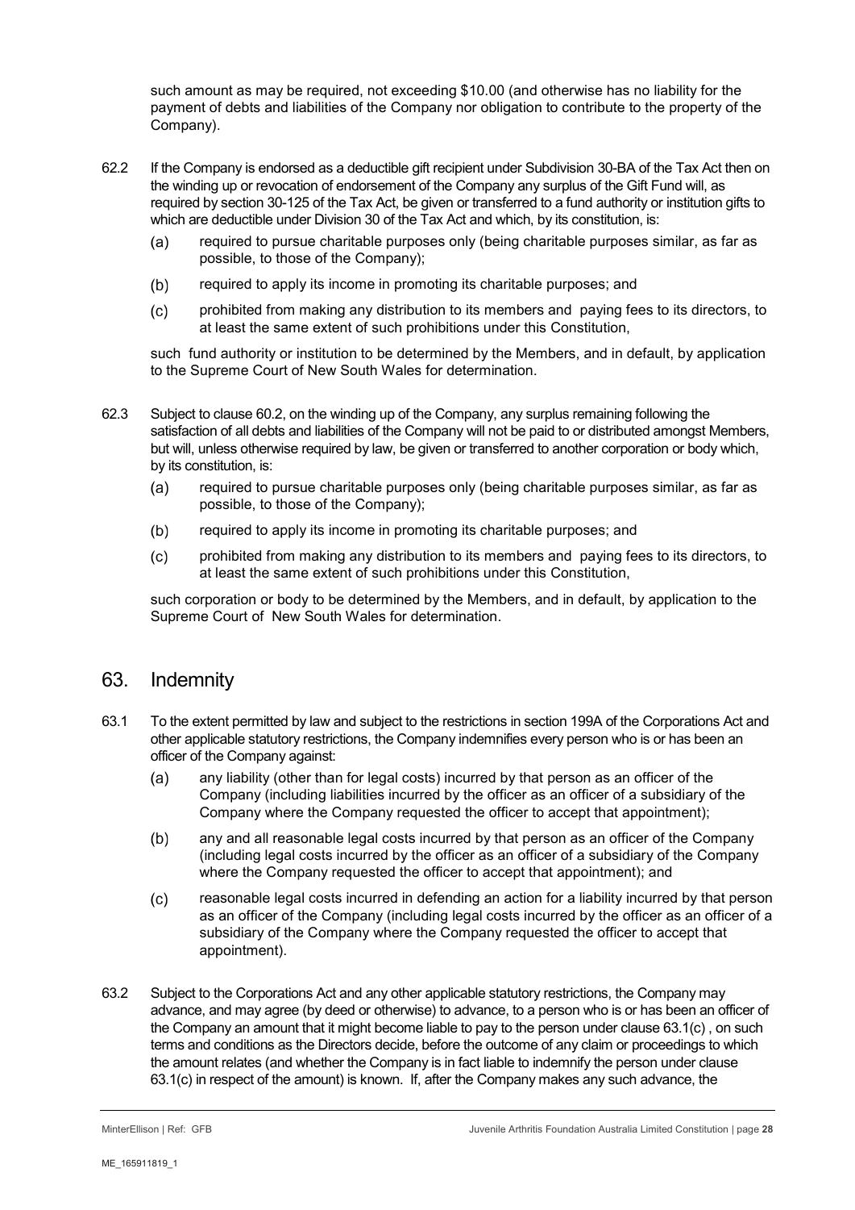such amount as may be required, not exceeding $10.00 (and otherwise has no liability for the payment of debts and liabilities of the Company nor obligation to contribute to the property of the Company).

62.2 If the Company is endorsed as a deductible gift recipient under Subdivision 30-BA of the Tax Act then on the winding up or revocation of endorsement of the Company any surplus of the Gift Fund will, as required by section 30-125 of the Tax Act, be given or transferred to a fund authority or institution gifts to which are deductible under Division 30 of the Tax Act and which, by its constitution, is:

(a) required to pursue charitable purposes only (being charitable purposes similar, as far as possible, to those of the Company);

(b) required to apply its income in promoting its charitable purposes; and

(c) prohibited from making any distribution to its members and paying fees to its directors, to at least the same extent of such prohibitions under this Constitution,

such fund authority or institution to be determined by the Members, and in default, by application to the Supreme Court of New South Wales for determination.

62.3 Subject to clause 60.2, on the winding up of the Company, any surplus remaining following the satisfaction of all debts and liabilities of the Company will not be paid to or distributed amongst Members, but will, unless otherwise required by law, be given or transferred to another corporation or body which, by its constitution, is:

(a) required to pursue charitable purposes only (being charitable purposes similar, as far as possible, to those of the Company);

(b) required to apply its income in promoting its charitable purposes; and

(c) prohibited from making any distribution to its members and paying fees to its directors, to at least the same extent of such prohibitions under this Constitution,

such corporation or body to be determined by the Members, and in default, by application to the Supreme Court of New South Wales for determination.

## 63. Indemnity

63.1 To the extent permitted by law and subject to the restrictions in section 199A of the Corporations Act and other applicable statutory restrictions, the Company indemnifies every person who is or has been an officer of the Company against:

(a) any liability (other than for legal costs) incurred by that person as an officer of the Company (including liabilities incurred by the officer as an officer of a subsidiary of the Company where the Company requested the officer to accept that appointment);

(b) any and all reasonable legal costs incurred by that person as an officer of the Company (including legal costs incurred by the officer as an officer of a subsidiary of the Company where the Company requested the officer to accept that appointment); and

(c) reasonable legal costs incurred in defending an action for a liability incurred by that person as an officer of the Company (including legal costs incurred by the officer as an officer of a subsidiary of the Company where the Company requested the officer to accept that appointment).

63.2 Subject to the Corporations Act and any other applicable statutory restrictions, the Company may advance, and may agree (by deed or otherwise) to advance, to a person who is or has been an officer of the Company an amount that it might become liable to pay to the person under clause 63.1(c) , on such terms and conditions as the Directors decide, before the outcome of any claim or proceedings to which the amount relates (and whether the Company is in fact liable to indemnify the person under clause 63.1(c) in respect of the amount) is known. If, after the Company makes any such advance, the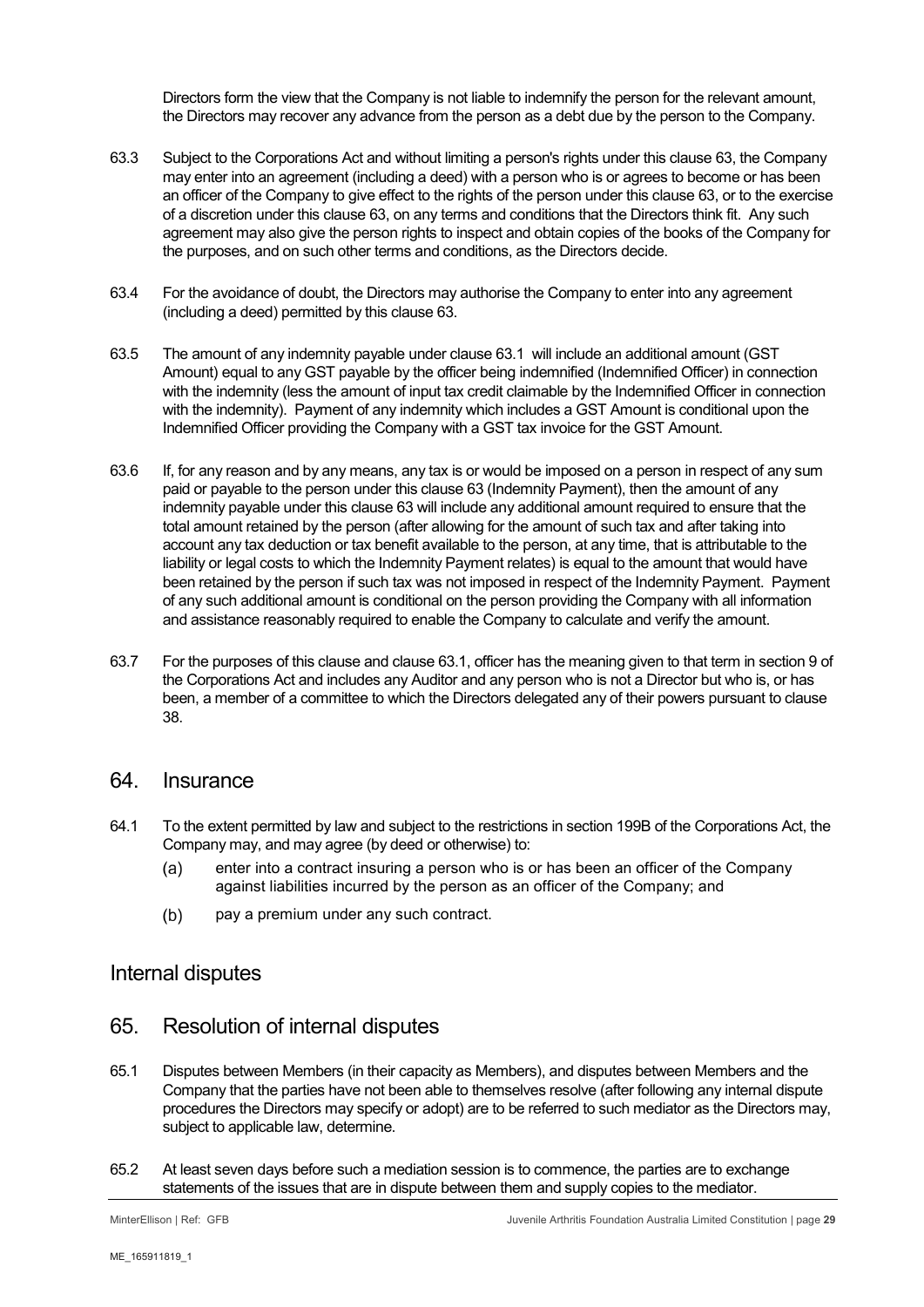Directors form the view that the Company is not liable to indemnify the person for the relevant amount, the Directors may recover any advance from the person as a debt due by the person to the Company.

63.3 Subject to the Corporations Act and without limiting a person's rights under this clause 63, the Company may enter into an agreement (including a deed) with a person who is or agrees to become or has been an officer of the Company to give effect to the rights of the person under this clause 63, or to the exercise of a discretion under this clause 63, on any terms and conditions that the Directors think fit. Any such agreement may also give the person rights to inspect and obtain copies of the books of the Company for the purposes, and on such other terms and conditions, as the Directors decide.

63.4 For the avoidance of doubt, the Directors may authorise the Company to enter into any agreement (including a deed) permitted by this clause 63.

63.5 The amount of any indemnity payable under clause 63.1 will include an additional amount (GST Amount) equal to any GST payable by the officer being indemnified (Indemnified Officer) in connection with the indemnity (less the amount of input tax credit claimable by the Indemnified Officer in connection with the indemnity). Payment of any indemnity which includes a GST Amount is conditional upon the Indemnified Officer providing the Company with a GST tax invoice for the GST Amount.

63.6 If, for any reason and by any means, any tax is or would be imposed on a person in respect of any sum paid or payable to the person under this clause 63 (Indemnity Payment), then the amount of any indemnity payable under this clause 63 will include any additional amount required to ensure that the total amount retained by the person (after allowing for the amount of such tax and after taking into account any tax deduction or tax benefit available to the person, at any time, that is attributable to the liability or legal costs to which the Indemnity Payment relates) is equal to the amount that would have been retained by the person if such tax was not imposed in respect of the Indemnity Payment. Payment of any such additional amount is conditional on the person providing the Company with all information and assistance reasonably required to enable the Company to calculate and verify the amount.

63.7 For the purposes of this clause and clause 63.1, officer has the meaning given to that term in section 9 of the Corporations Act and includes any Auditor and any person who is not a Director but who is, or has been, a member of a committee to which the Directors delegated any of their powers pursuant to clause 38.

## 64. Insurance

64.1 To the extent permitted by law and subject to the restrictions in section 199B of the Corporations Act, the Company may, and may agree (by deed or otherwise) to:

(a) enter into a contract insuring a person who is or has been an officer of the Company against liabilities incurred by the person as an officer of the Company; and

(b) pay a premium under any such contract.

# Internal disputes

## 65. Resolution of internal disputes

65.1 Disputes between Members (in their capacity as Members), and disputes between Members and the Company that the parties have not been able to themselves resolve (after following any internal dispute procedures the Directors may specify or adopt) are to be referred to such mediator as the Directors may, subject to applicable law, determine.

65.2 At least seven days before such a mediation session is to commence, the parties are to exchange statements of the issues that are in dispute between them and supply copies to the mediator.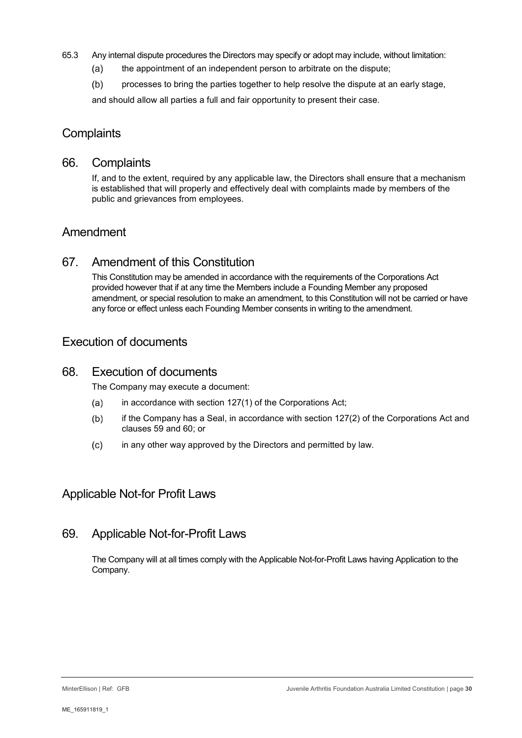65.3 Any internal dispute procedures the Directors may specify or adopt may include, without limitation:

(a) the appointment of an independent person to arbitrate on the dispute;

(b) processes to bring the parties together to help resolve the dispute at an early stage,

and should allow all parties a full and fair opportunity to present their case.

## Complaints

### 66. Complaints

If, and to the extent, required by any applicable law, the Directors shall ensure that a mechanism is established that will properly and effectively deal with complaints made by members of the public and grievances from employees.

## Amendment

### 67. Amendment of this Constitution

This Constitution may be amended in accordance with the requirements of the Corporations Act provided however that if at any time the Members include a Founding Member any proposed amendment, or special resolution to make an amendment, to this Constitution will not be carried or have any force or effect unless each Founding Member consents in writing to the amendment.

## Execution of documents

### 68. Execution of documents

The Company may execute a document:

(a) in accordance with section 127(1) of the Corporations Act;

(b) if the Company has a Seal, in accordance with section 127(2) of the Corporations Act and clauses 59 and 60; or

(c) in any other way approved by the Directors and permitted by law.

## Applicable Not-for Profit Laws

### 69. Applicable Not-for-Profit Laws

The Company will at all times comply with the Applicable Not-for-Profit Laws having Application to the Company.